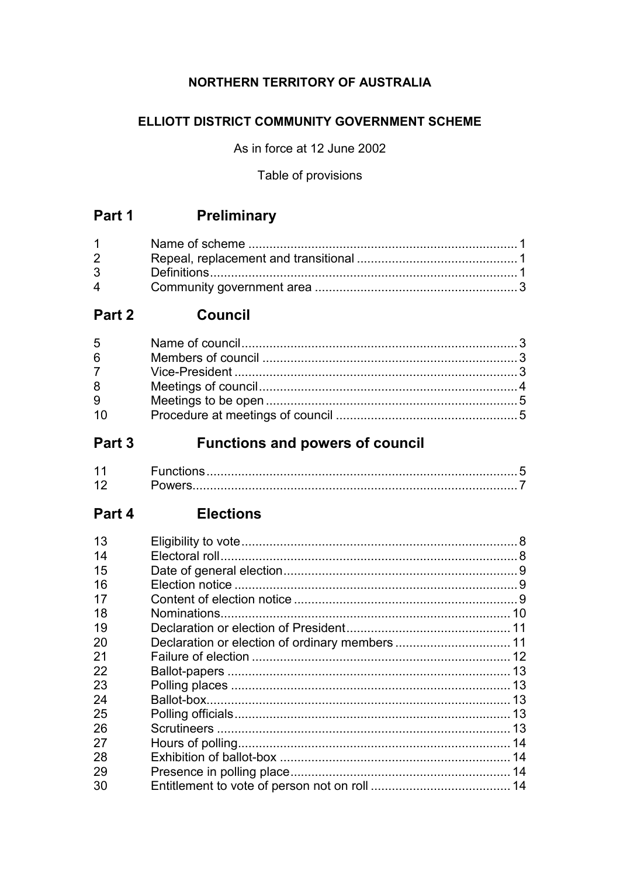**NORTHERN TERRITORY OF AUSTRALIA**

**ELLIOTT DISTRICT COMMUNITY GOVERNMENT SCHEME**

As in force at 12 June 2002

Table of provisions

## Part 1 Preliminary

| | | |
|---|---|---|
| 1 | Name of scheme | 1 |
| 2 | Repeal, replacement and transitional | 1 |
| 3 | Definitions | 1 |
| 4 | Community government area | 3 |

## Part 2 Council

| | | |
|---|---|---|
| 5 | Name of council | 3 |
| 6 | Members of council | 3 |
| 7 | Vice-President | 3 |
| 8 | Meetings of council | 4 |
| 9 | Meetings to be open | 5 |
| 10 | Procedure at meetings of council | 5 |

## Part 3 Functions and powers of council

| | | |
|---|---|---|
| 11 | Functions | 5 |
| 12 | Powers | 7 |

## Part 4 Elections

| | | |
|---|---|---|
| 13 | Eligibility to vote | 8 |
| 14 | Electoral roll | 8 |
| 15 | Date of general election | 9 |
| 16 | Election notice | 9 |
| 17 | Content of election notice | 9 |
| 18 | Nominations | 10 |
| 19 | Declaration or election of President | 11 |
| 20 | Declaration or election of ordinary members | 11 |
| 21 | Failure of election | 12 |
| 22 | Ballot-papers | 13 |
| 23 | Polling places | 13 |
| 24 | Ballot-box | 13 |
| 25 | Polling officials | 13 |
| 26 | Scrutineers | 13 |
| 27 | Hours of polling | 14 |
| 28 | Exhibition of ballot-box | 14 |
| 29 | Presence in polling place | 14 |
| 30 | Entitlement to vote of person not on roll | 14 |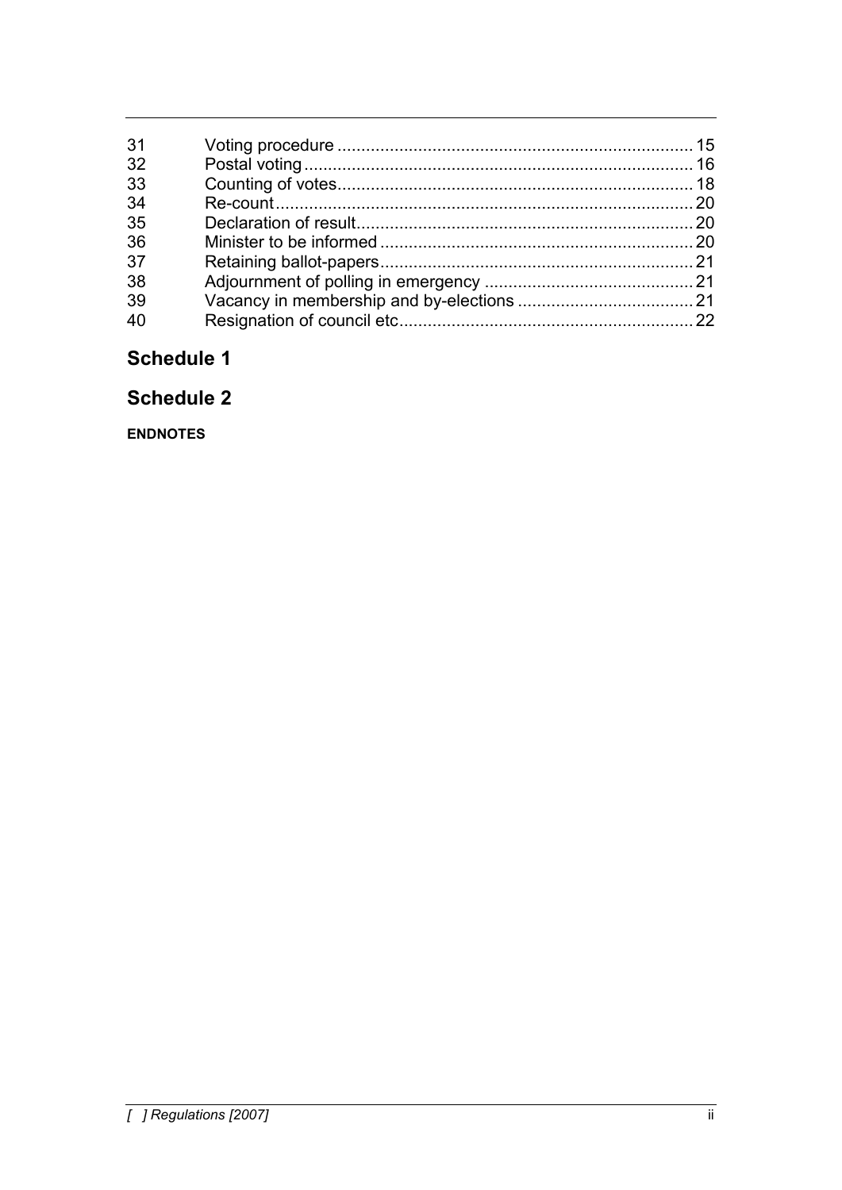| | | |
|---|---|---|
| 31 | Voting procedure | 15 |
| 32 | Postal voting | 16 |
| 33 | Counting of votes | 18 |
| 34 | Re-count | 20 |
| 35 | Declaration of result | 20 |
| 36 | Minister to be informed | 20 |
| 37 | Retaining ballot-papers | 21 |
| 38 | Adjournment of polling in emergency | 21 |
| 39 | Vacancy in membership and by-elections | 21 |
| 40 | Resignation of council etc | 22 |

## Schedule 1

## Schedule 2

**ENDNOTES**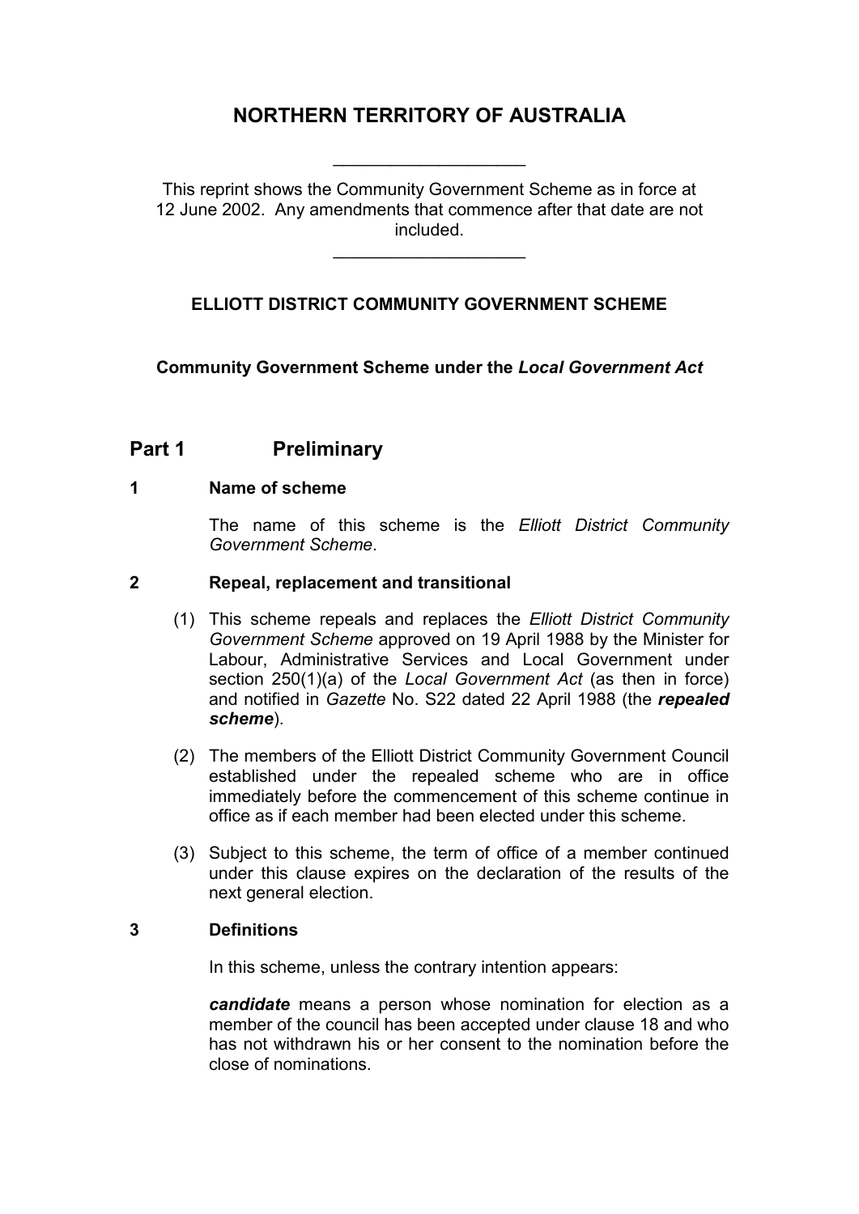# NORTHERN TERRITORY OF AUSTRALIA

---

This reprint shows the Community Government Scheme as in force at 12 June 2002. Any amendments that commence after that date are not included.

---

**ELLIOTT DISTRICT COMMUNITY GOVERNMENT SCHEME**

**Community Government Scheme under the *Local Government Act***

## Part 1 Preliminary

### 1 Name of scheme

The name of this scheme is the *Elliott District Community Government Scheme*.

### 2 Repeal, replacement and transitional

(1) This scheme repeals and replaces the *Elliott District Community Government Scheme* approved on 19 April 1988 by the Minister for Labour, Administrative Services and Local Government under section 250(1)(a) of the *Local Government Act* (as then in force) and notified in *Gazette* No. S22 dated 22 April 1988 (the ***repealed scheme***).

(2) The members of the Elliott District Community Government Council established under the repealed scheme who are in office immediately before the commencement of this scheme continue in office as if each member had been elected under this scheme.

(3) Subject to this scheme, the term of office of a member continued under this clause expires on the declaration of the results of the next general election.

### 3 Definitions

In this scheme, unless the contrary intention appears:

***candidate*** means a person whose nomination for election as a member of the council has been accepted under clause 18 and who has not withdrawn his or her consent to the nomination before the close of nominations.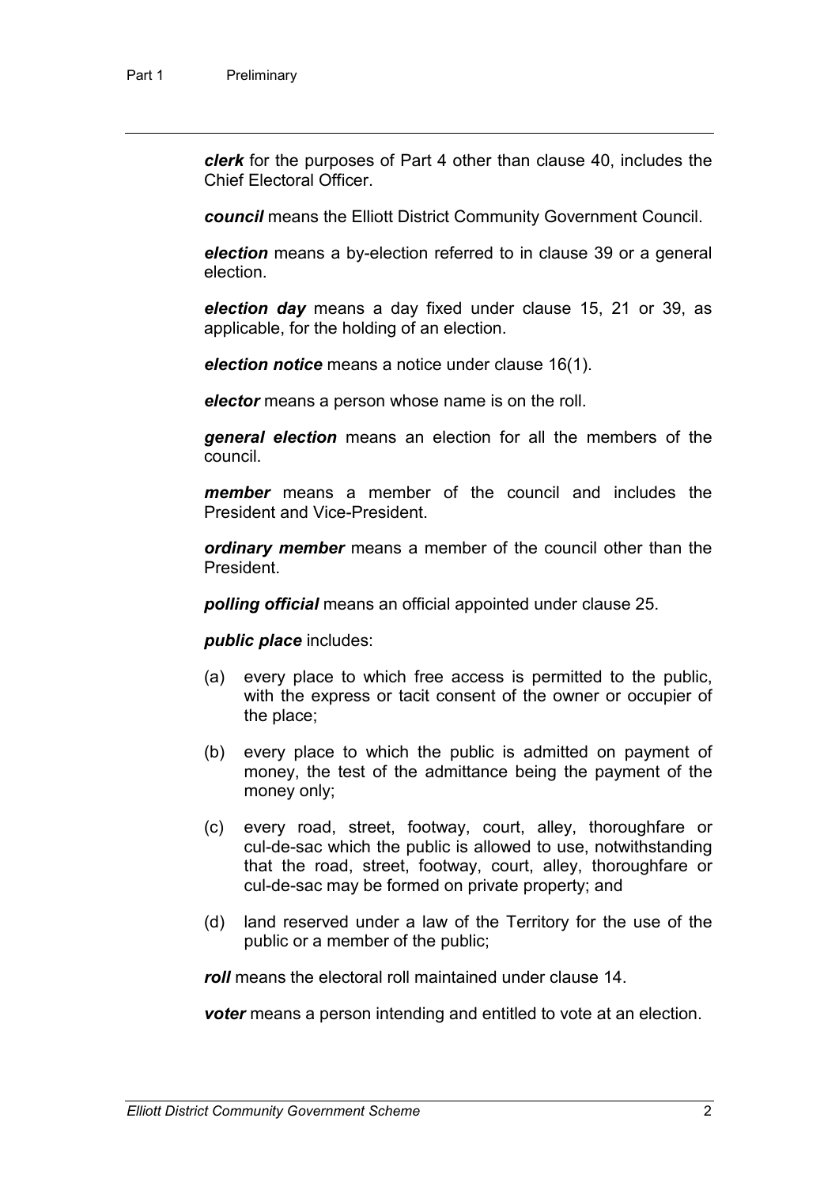***clerk*** for the purposes of Part 4 other than clause 40, includes the Chief Electoral Officer.

***council*** means the Elliott District Community Government Council.

***election*** means a by-election referred to in clause 39 or a general election.

***election day*** means a day fixed under clause 15, 21 or 39, as applicable, for the holding of an election.

***election notice*** means a notice under clause 16(1).

***elector*** means a person whose name is on the roll.

***general election*** means an election for all the members of the council.

***member*** means a member of the council and includes the President and Vice-President.

***ordinary member*** means a member of the council other than the President.

***polling official*** means an official appointed under clause 25.

***public place*** includes:

(a) every place to which free access is permitted to the public, with the express or tacit consent of the owner or occupier of the place;

(b) every place to which the public is admitted on payment of money, the test of the admittance being the payment of the money only;

(c) every road, street, footway, court, alley, thoroughfare or cul-de-sac which the public is allowed to use, notwithstanding that the road, street, footway, court, alley, thoroughfare or cul-de-sac may be formed on private property; and

(d) land reserved under a law of the Territory for the use of the public or a member of the public;

***roll*** means the electoral roll maintained under clause 14.

***voter*** means a person intending and entitled to vote at an election.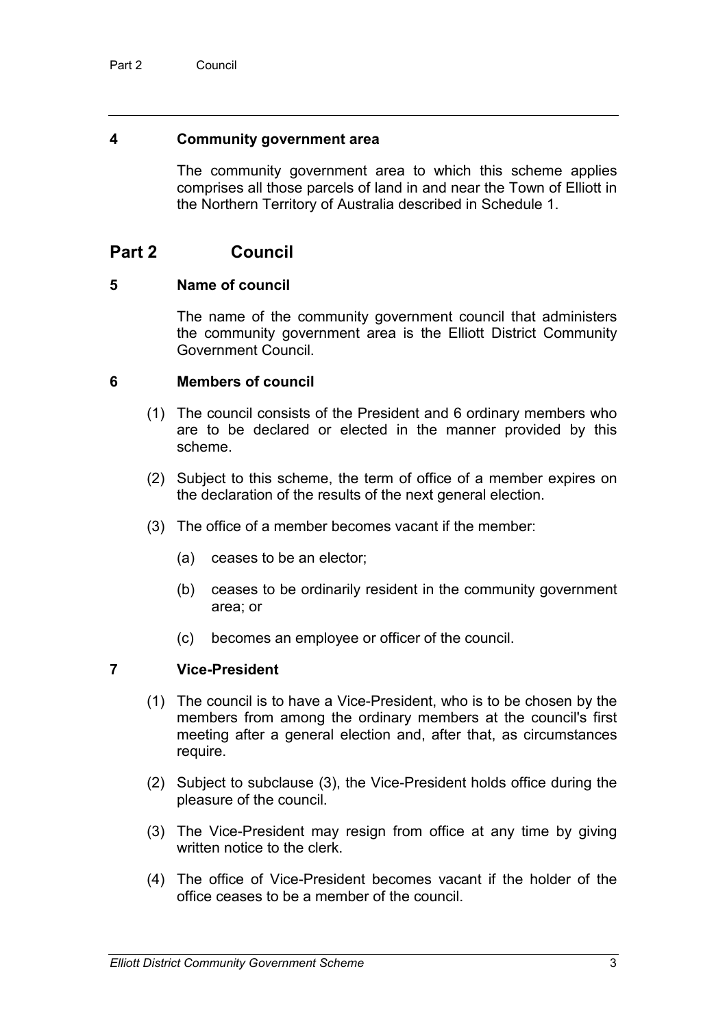### 4 Community government area

The community government area to which this scheme applies comprises all those parcels of land in and near the Town of Elliott in the Northern Territory of Australia described in Schedule 1.

## Part 2 Council

### 5 Name of council

The name of the community government council that administers the community government area is the Elliott District Community Government Council.

### 6 Members of council

(1) The council consists of the President and 6 ordinary members who are to be declared or elected in the manner provided by this scheme.

(2) Subject to this scheme, the term of office of a member expires on the declaration of the results of the next general election.

(3) The office of a member becomes vacant if the member:

(a) ceases to be an elector;

(b) ceases to be ordinarily resident in the community government area; or

(c) becomes an employee or officer of the council.

### 7 Vice-President

(1) The council is to have a Vice-President, who is to be chosen by the members from among the ordinary members at the council's first meeting after a general election and, after that, as circumstances require.

(2) Subject to subclause (3), the Vice-President holds office during the pleasure of the council.

(3) The Vice-President may resign from office at any time by giving written notice to the clerk.

(4) The office of Vice-President becomes vacant if the holder of the office ceases to be a member of the council.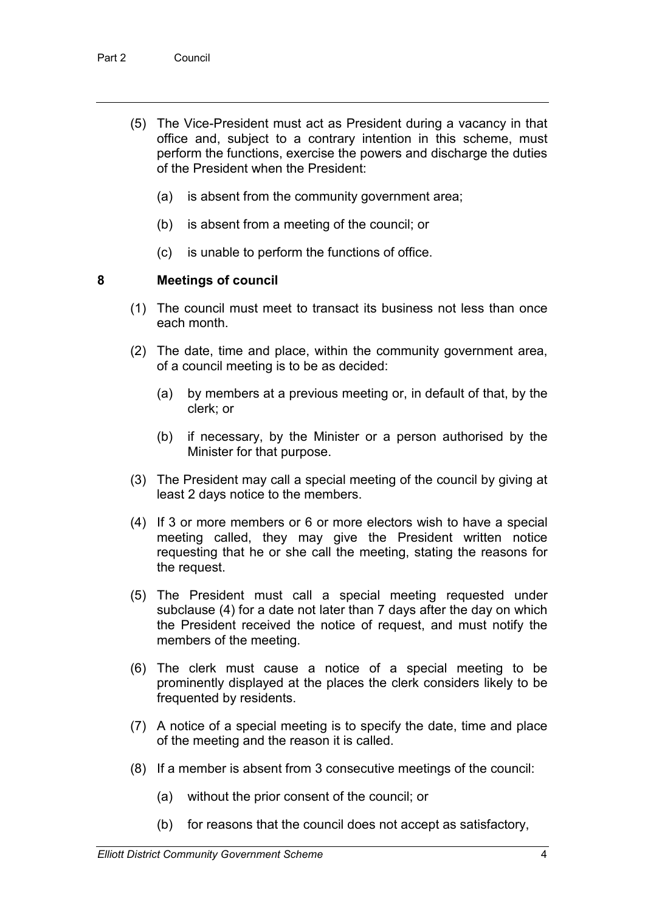(5) The Vice-President must act as President during a vacancy in that office and, subject to a contrary intention in this scheme, must perform the functions, exercise the powers and discharge the duties of the President when the President:

(a) is absent from the community government area;

(b) is absent from a meeting of the council; or

(c) is unable to perform the functions of office.

### 8 Meetings of council

(1) The council must meet to transact its business not less than once each month.

(2) The date, time and place, within the community government area, of a council meeting is to be as decided:

(a) by members at a previous meeting or, in default of that, by the clerk; or

(b) if necessary, by the Minister or a person authorised by the Minister for that purpose.

(3) The President may call a special meeting of the council by giving at least 2 days notice to the members.

(4) If 3 or more members or 6 or more electors wish to have a special meeting called, they may give the President written notice requesting that he or she call the meeting, stating the reasons for the request.

(5) The President must call a special meeting requested under subclause (4) for a date not later than 7 days after the day on which the President received the notice of request, and must notify the members of the meeting.

(6) The clerk must cause a notice of a special meeting to be prominently displayed at the places the clerk considers likely to be frequented by residents.

(7) A notice of a special meeting is to specify the date, time and place of the meeting and the reason it is called.

(8) If a member is absent from 3 consecutive meetings of the council:

(a) without the prior consent of the council; or

(b) for reasons that the council does not accept as satisfactory,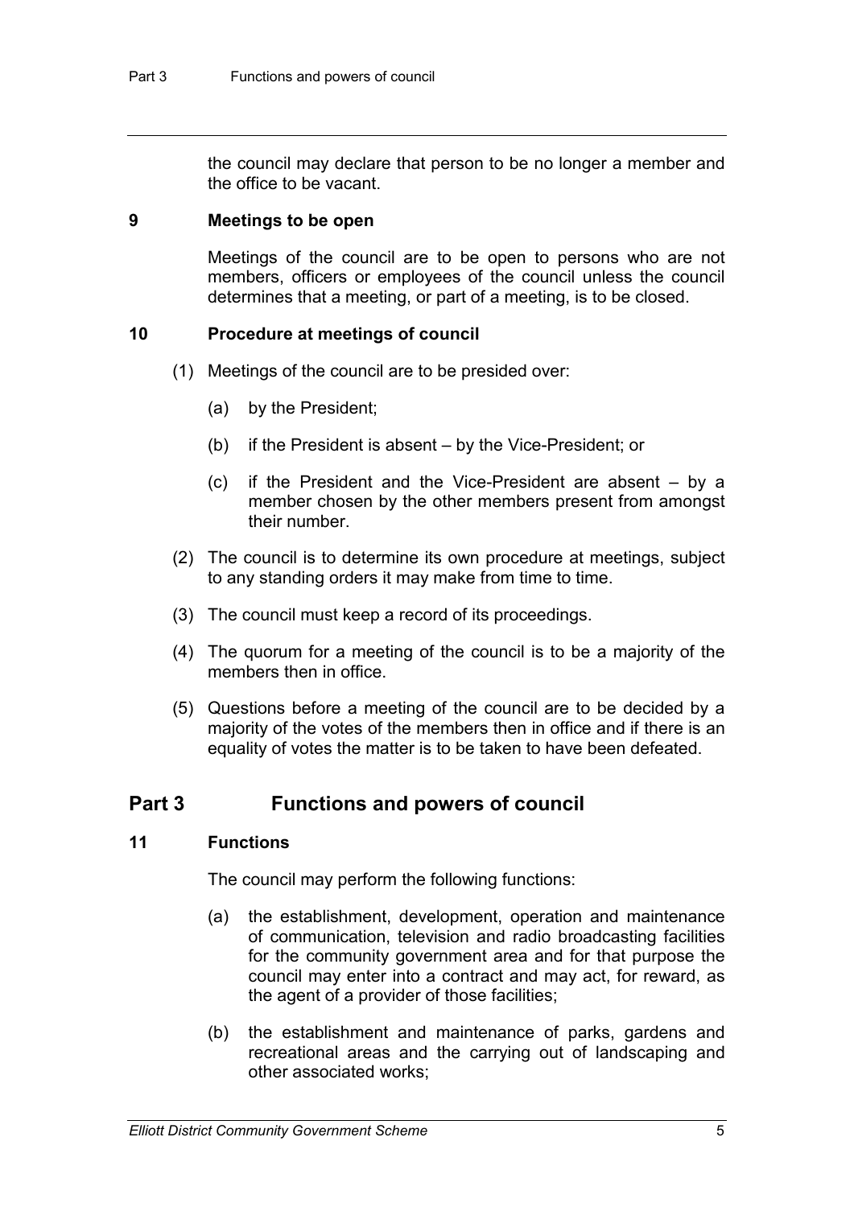the council may declare that person to be no longer a member and the office to be vacant.

### 9 Meetings to be open

Meetings of the council are to be open to persons who are not members, officers or employees of the council unless the council determines that a meeting, or part of a meeting, is to be closed.

### 10 Procedure at meetings of council

(1) Meetings of the council are to be presided over:

(a) by the President;

(b) if the President is absent – by the Vice-President; or

(c) if the President and the Vice-President are absent – by a member chosen by the other members present from amongst their number.

(2) The council is to determine its own procedure at meetings, subject to any standing orders it may make from time to time.

(3) The council must keep a record of its proceedings.

(4) The quorum for a meeting of the council is to be a majority of the members then in office.

(5) Questions before a meeting of the council are to be decided by a majority of the votes of the members then in office and if there is an equality of votes the matter is to be taken to have been defeated.

## Part 3 Functions and powers of council

### 11 Functions

The council may perform the following functions:

(a) the establishment, development, operation and maintenance of communication, television and radio broadcasting facilities for the community government area and for that purpose the council may enter into a contract and may act, for reward, as the agent of a provider of those facilities;

(b) the establishment and maintenance of parks, gardens and recreational areas and the carrying out of landscaping and other associated works;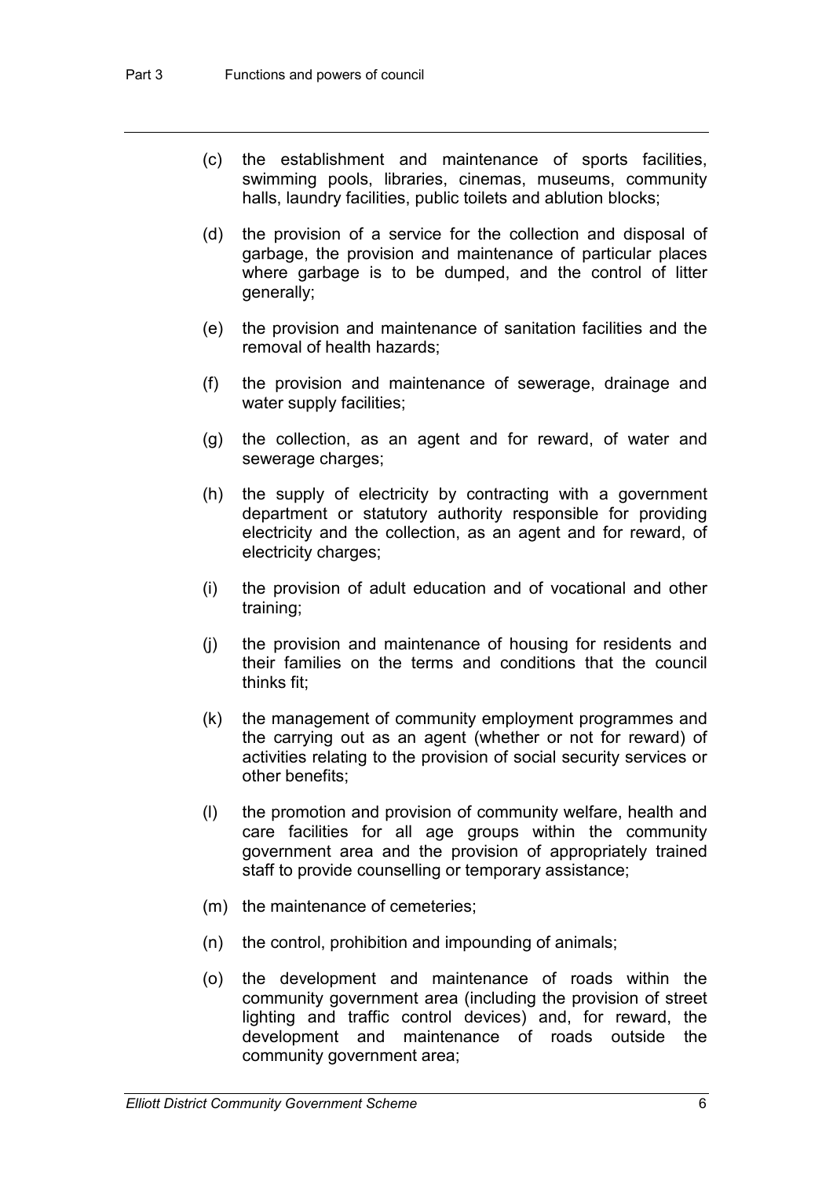(c) the establishment and maintenance of sports facilities, swimming pools, libraries, cinemas, museums, community halls, laundry facilities, public toilets and ablution blocks;

(d) the provision of a service for the collection and disposal of garbage, the provision and maintenance of particular places where garbage is to be dumped, and the control of litter generally;

(e) the provision and maintenance of sanitation facilities and the removal of health hazards;

(f) the provision and maintenance of sewerage, drainage and water supply facilities;

(g) the collection, as an agent and for reward, of water and sewerage charges;

(h) the supply of electricity by contracting with a government department or statutory authority responsible for providing electricity and the collection, as an agent and for reward, of electricity charges;

(i) the provision of adult education and of vocational and other training;

(j) the provision and maintenance of housing for residents and their families on the terms and conditions that the council thinks fit;

(k) the management of community employment programmes and the carrying out as an agent (whether or not for reward) of activities relating to the provision of social security services or other benefits;

(l) the promotion and provision of community welfare, health and care facilities for all age groups within the community government area and the provision of appropriately trained staff to provide counselling or temporary assistance;

(m) the maintenance of cemeteries;

(n) the control, prohibition and impounding of animals;

(o) the development and maintenance of roads within the community government area (including the provision of street lighting and traffic control devices) and, for reward, the development and maintenance of roads outside the community government area;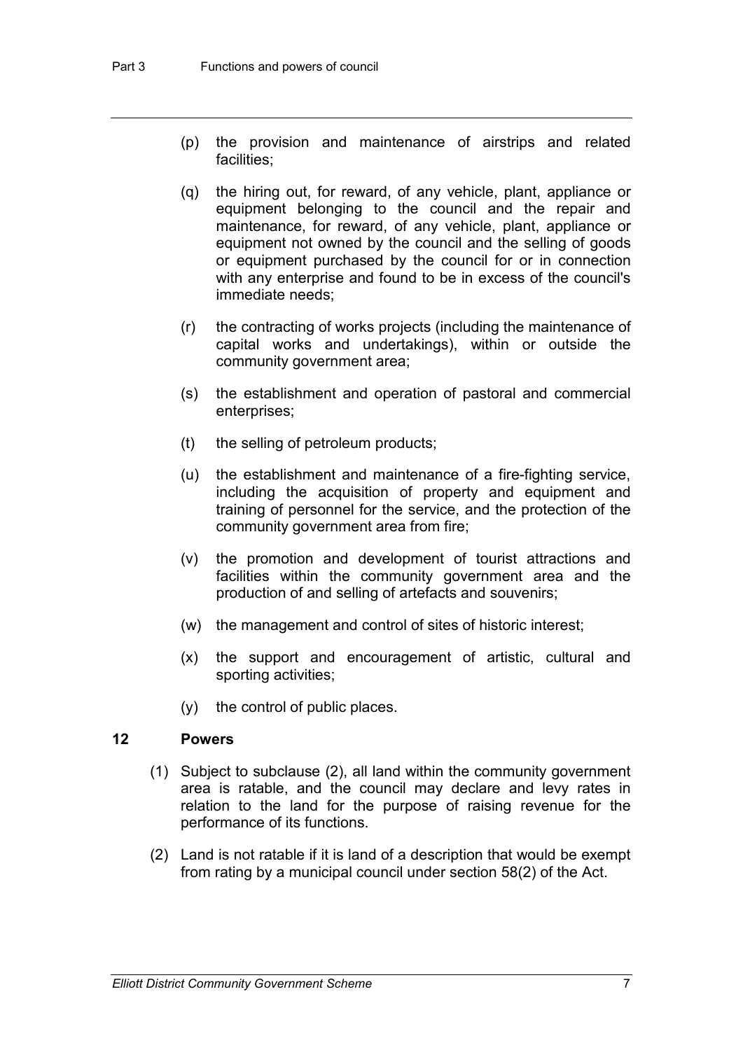(p) the provision and maintenance of airstrips and related facilities;

(q) the hiring out, for reward, of any vehicle, plant, appliance or equipment belonging to the council and the repair and maintenance, for reward, of any vehicle, plant, appliance or equipment not owned by the council and the selling of goods or equipment purchased by the council for or in connection with any enterprise and found to be in excess of the council's immediate needs;

(r) the contracting of works projects (including the maintenance of capital works and undertakings), within or outside the community government area;

(s) the establishment and operation of pastoral and commercial enterprises;

(t) the selling of petroleum products;

(u) the establishment and maintenance of a fire-fighting service, including the acquisition of property and equipment and training of personnel for the service, and the protection of the community government area from fire;

(v) the promotion and development of tourist attractions and facilities within the community government area and the production of and selling of artefacts and souvenirs;

(w) the management and control of sites of historic interest;

(x) the support and encouragement of artistic, cultural and sporting activities;

(y) the control of public places.

### 12 Powers

(1) Subject to subclause (2), all land within the community government area is ratable, and the council may declare and levy rates in relation to the land for the purpose of raising revenue for the performance of its functions.

(2) Land is not ratable if it is land of a description that would be exempt from rating by a municipal council under section 58(2) of the Act.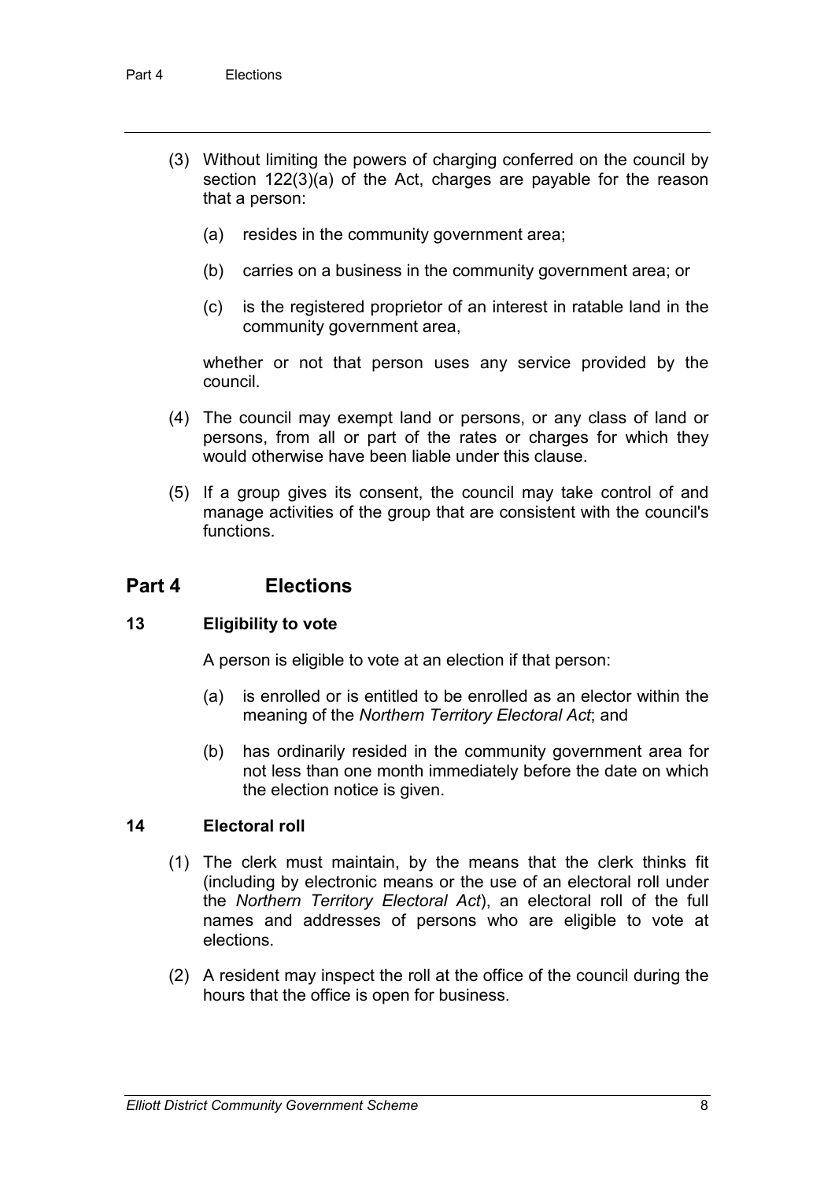(3) Without limiting the powers of charging conferred on the council by section 122(3)(a) of the Act, charges are payable for the reason that a person:

(a) resides in the community government area;

(b) carries on a business in the community government area; or

(c) is the registered proprietor of an interest in ratable land in the community government area,

whether or not that person uses any service provided by the council.

(4) The council may exempt land or persons, or any class of land or persons, from all or part of the rates or charges for which they would otherwise have been liable under this clause.

(5) If a group gives its consent, the council may take control of and manage activities of the group that are consistent with the council's functions.

## Part 4 Elections

### 13 Eligibility to vote

A person is eligible to vote at an election if that person:

(a) is enrolled or is entitled to be enrolled as an elector within the meaning of the *Northern Territory Electoral Act*; and

(b) has ordinarily resided in the community government area for not less than one month immediately before the date on which the election notice is given.

### 14 Electoral roll

(1) The clerk must maintain, by the means that the clerk thinks fit (including by electronic means or the use of an electoral roll under the *Northern Territory Electoral Act*), an electoral roll of the full names and addresses of persons who are eligible to vote at elections.

(2) A resident may inspect the roll at the office of the council during the hours that the office is open for business.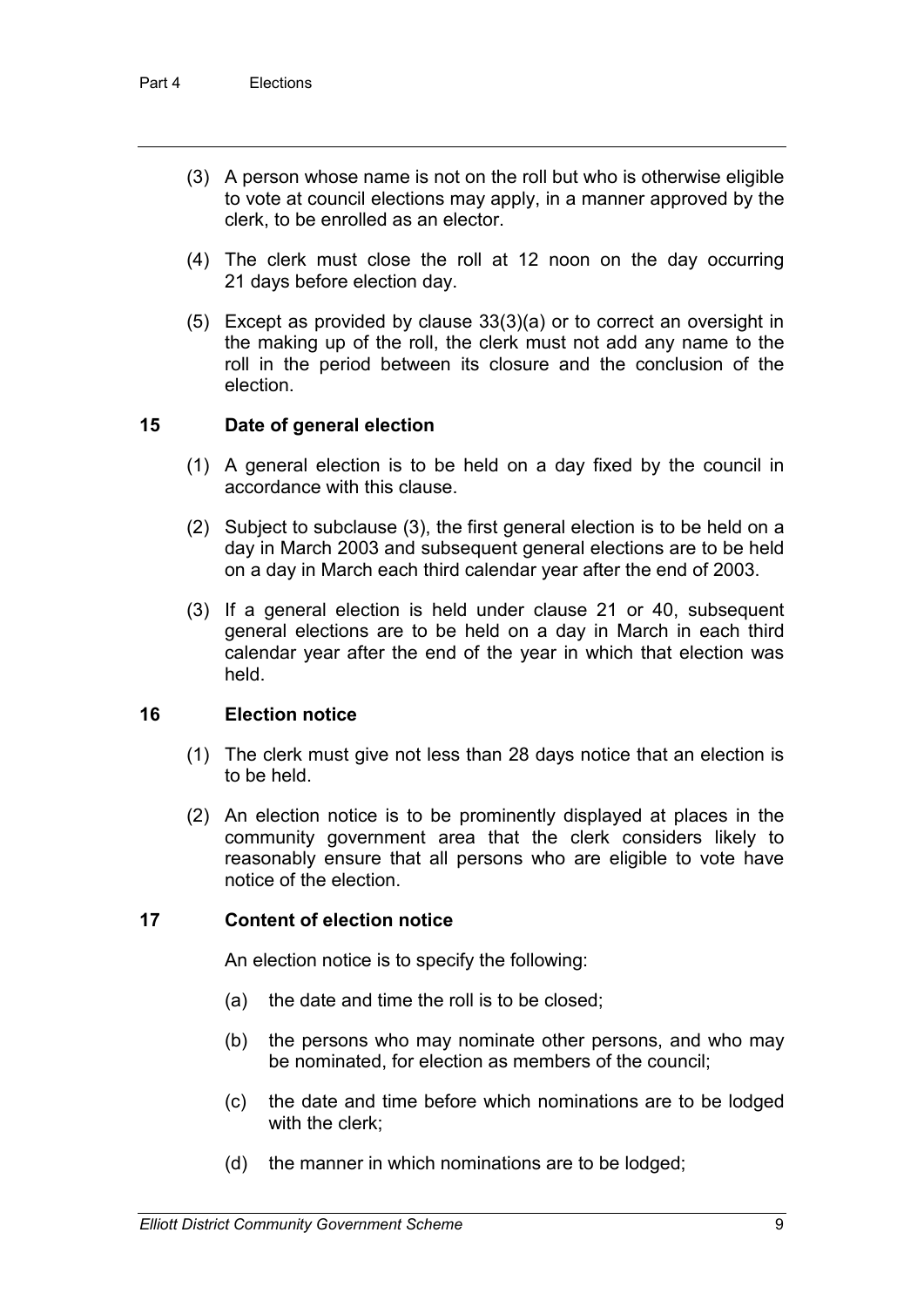(3) A person whose name is not on the roll but who is otherwise eligible to vote at council elections may apply, in a manner approved by the clerk, to be enrolled as an elector.

(4) The clerk must close the roll at 12 noon on the day occurring 21 days before election day.

(5) Except as provided by clause 33(3)(a) or to correct an oversight in the making up of the roll, the clerk must not add any name to the roll in the period between its closure and the conclusion of the election.

### 15 Date of general election

(1) A general election is to be held on a day fixed by the council in accordance with this clause.

(2) Subject to subclause (3), the first general election is to be held on a day in March 2003 and subsequent general elections are to be held on a day in March each third calendar year after the end of 2003.

(3) If a general election is held under clause 21 or 40, subsequent general elections are to be held on a day in March in each third calendar year after the end of the year in which that election was held.

### 16 Election notice

(1) The clerk must give not less than 28 days notice that an election is to be held.

(2) An election notice is to be prominently displayed at places in the community government area that the clerk considers likely to reasonably ensure that all persons who are eligible to vote have notice of the election.

### 17 Content of election notice

An election notice is to specify the following:

(a) the date and time the roll is to be closed;

(b) the persons who may nominate other persons, and who may be nominated, for election as members of the council;

(c) the date and time before which nominations are to be lodged with the clerk;

(d) the manner in which nominations are to be lodged;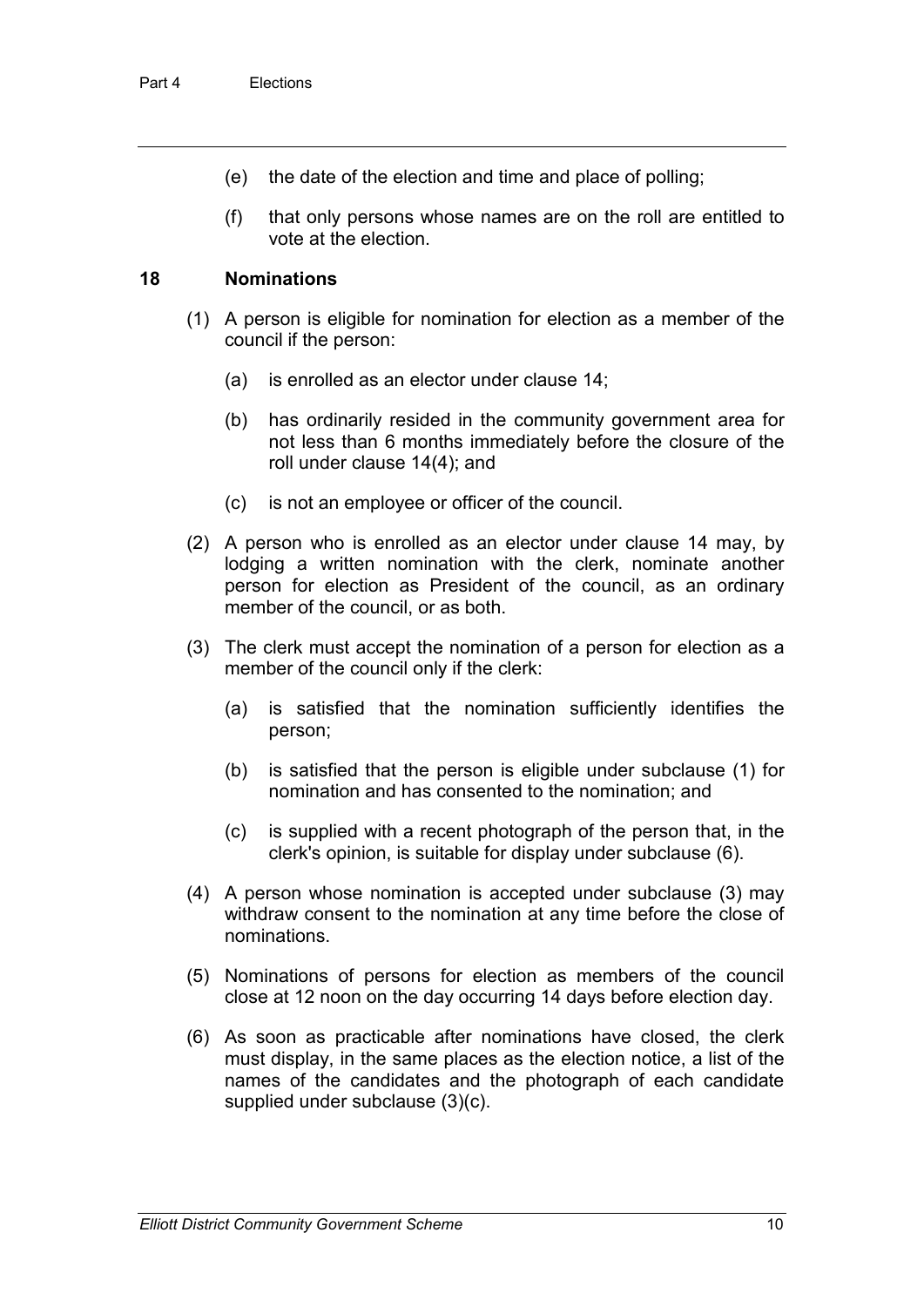(e) the date of the election and time and place of polling;

(f) that only persons whose names are on the roll are entitled to vote at the election.

## 18 Nominations

(1) A person is eligible for nomination for election as a member of the council if the person:

   (a) is enrolled as an elector under clause 14;

   (b) has ordinarily resided in the community government area for not less than 6 months immediately before the closure of the roll under clause 14(4); and

   (c) is not an employee or officer of the council.

(2) A person who is enrolled as an elector under clause 14 may, by lodging a written nomination with the clerk, nominate another person for election as President of the council, as an ordinary member of the council, or as both.

(3) The clerk must accept the nomination of a person for election as a member of the council only if the clerk:

   (a) is satisfied that the nomination sufficiently identifies the person;

   (b) is satisfied that the person is eligible under subclause (1) for nomination and has consented to the nomination; and

   (c) is supplied with a recent photograph of the person that, in the clerk's opinion, is suitable for display under subclause (6).

(4) A person whose nomination is accepted under subclause (3) may withdraw consent to the nomination at any time before the close of nominations.

(5) Nominations of persons for election as members of the council close at 12 noon on the day occurring 14 days before election day.

(6) As soon as practicable after nominations have closed, the clerk must display, in the same places as the election notice, a list of the names of the candidates and the photograph of each candidate supplied under subclause (3)(c).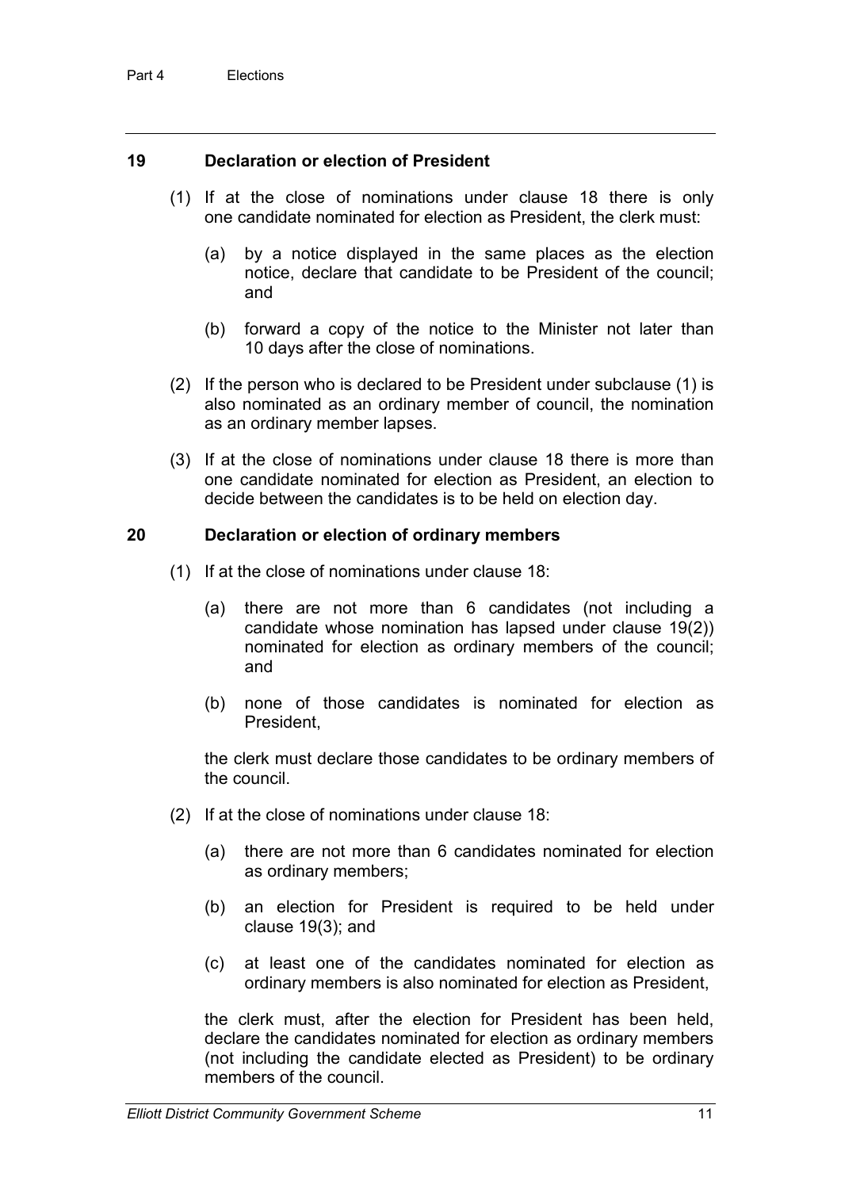## 19 Declaration or election of President

(1) If at the close of nominations under clause 18 there is only one candidate nominated for election as President, the clerk must:

(a) by a notice displayed in the same places as the election notice, declare that candidate to be President of the council; and

(b) forward a copy of the notice to the Minister not later than 10 days after the close of nominations.

(2) If the person who is declared to be President under subclause (1) is also nominated as an ordinary member of council, the nomination as an ordinary member lapses.

(3) If at the close of nominations under clause 18 there is more than one candidate nominated for election as President, an election to decide between the candidates is to be held on election day.

## 20 Declaration or election of ordinary members

(1) If at the close of nominations under clause 18:

(a) there are not more than 6 candidates (not including a candidate whose nomination has lapsed under clause 19(2)) nominated for election as ordinary members of the council; and

(b) none of those candidates is nominated for election as President,

the clerk must declare those candidates to be ordinary members of the council.

(2) If at the close of nominations under clause 18:

(a) there are not more than 6 candidates nominated for election as ordinary members;

(b) an election for President is required to be held under clause 19(3); and

(c) at least one of the candidates nominated for election as ordinary members is also nominated for election as President,

the clerk must, after the election for President has been held, declare the candidates nominated for election as ordinary members (not including the candidate elected as President) to be ordinary members of the council.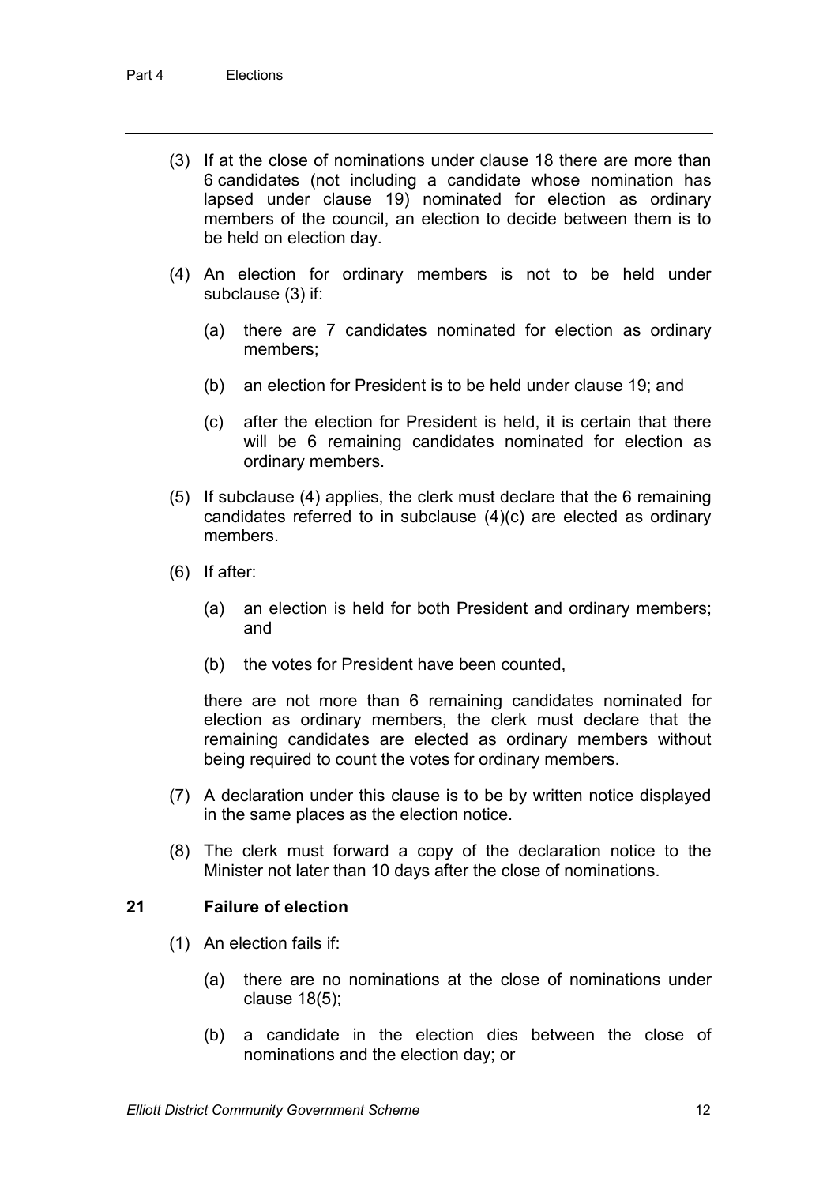(3) If at the close of nominations under clause 18 there are more than 6 candidates (not including a candidate whose nomination has lapsed under clause 19) nominated for election as ordinary members of the council, an election to decide between them is to be held on election day.

(4) An election for ordinary members is not to be held under subclause (3) if:

(a) there are 7 candidates nominated for election as ordinary members;

(b) an election for President is to be held under clause 19; and

(c) after the election for President is held, it is certain that there will be 6 remaining candidates nominated for election as ordinary members.

(5) If subclause (4) applies, the clerk must declare that the 6 remaining candidates referred to in subclause (4)(c) are elected as ordinary members.

(6) If after:

(a) an election is held for both President and ordinary members; and

(b) the votes for President have been counted,

there are not more than 6 remaining candidates nominated for election as ordinary members, the clerk must declare that the remaining candidates are elected as ordinary members without being required to count the votes for ordinary members.

(7) A declaration under this clause is to be by written notice displayed in the same places as the election notice.

(8) The clerk must forward a copy of the declaration notice to the Minister not later than 10 days after the close of nominations.

### 21 Failure of election

(1) An election fails if:

(a) there are no nominations at the close of nominations under clause 18(5);

(b) a candidate in the election dies between the close of nominations and the election day; or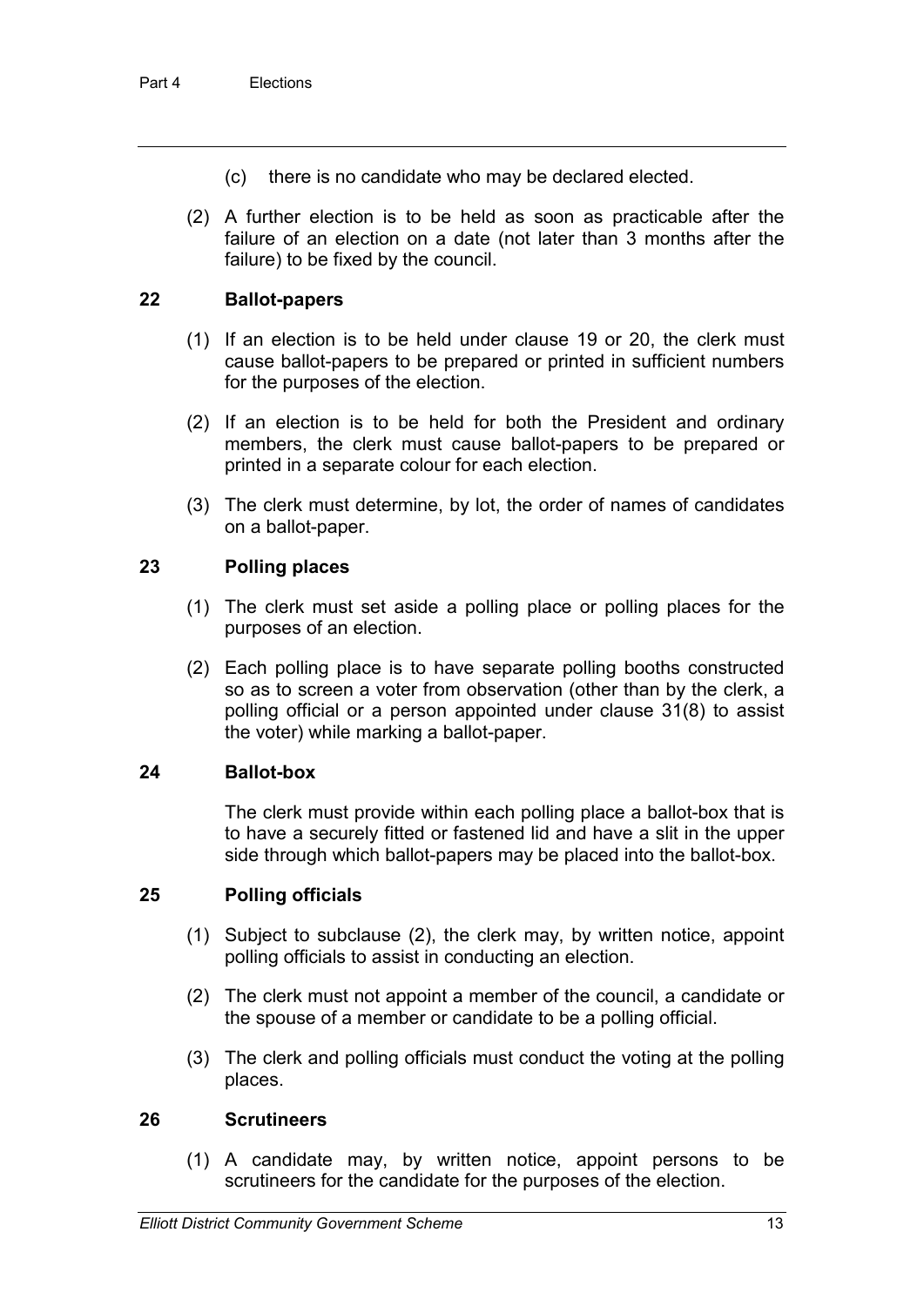(c) there is no candidate who may be declared elected.

(2) A further election is to be held as soon as practicable after the failure of an election on a date (not later than 3 months after the failure) to be fixed by the council.

### 22 Ballot-papers

(1) If an election is to be held under clause 19 or 20, the clerk must cause ballot-papers to be prepared or printed in sufficient numbers for the purposes of the election.

(2) If an election is to be held for both the President and ordinary members, the clerk must cause ballot-papers to be prepared or printed in a separate colour for each election.

(3) The clerk must determine, by lot, the order of names of candidates on a ballot-paper.

### 23 Polling places

(1) The clerk must set aside a polling place or polling places for the purposes of an election.

(2) Each polling place is to have separate polling booths constructed so as to screen a voter from observation (other than by the clerk, a polling official or a person appointed under clause 31(8) to assist the voter) while marking a ballot-paper.

### 24 Ballot-box

The clerk must provide within each polling place a ballot-box that is to have a securely fitted or fastened lid and have a slit in the upper side through which ballot-papers may be placed into the ballot-box.

### 25 Polling officials

(1) Subject to subclause (2), the clerk may, by written notice, appoint polling officials to assist in conducting an election.

(2) The clerk must not appoint a member of the council, a candidate or the spouse of a member or candidate to be a polling official.

(3) The clerk and polling officials must conduct the voting at the polling places.

### 26 Scrutineers

(1) A candidate may, by written notice, appoint persons to be scrutineers for the candidate for the purposes of the election.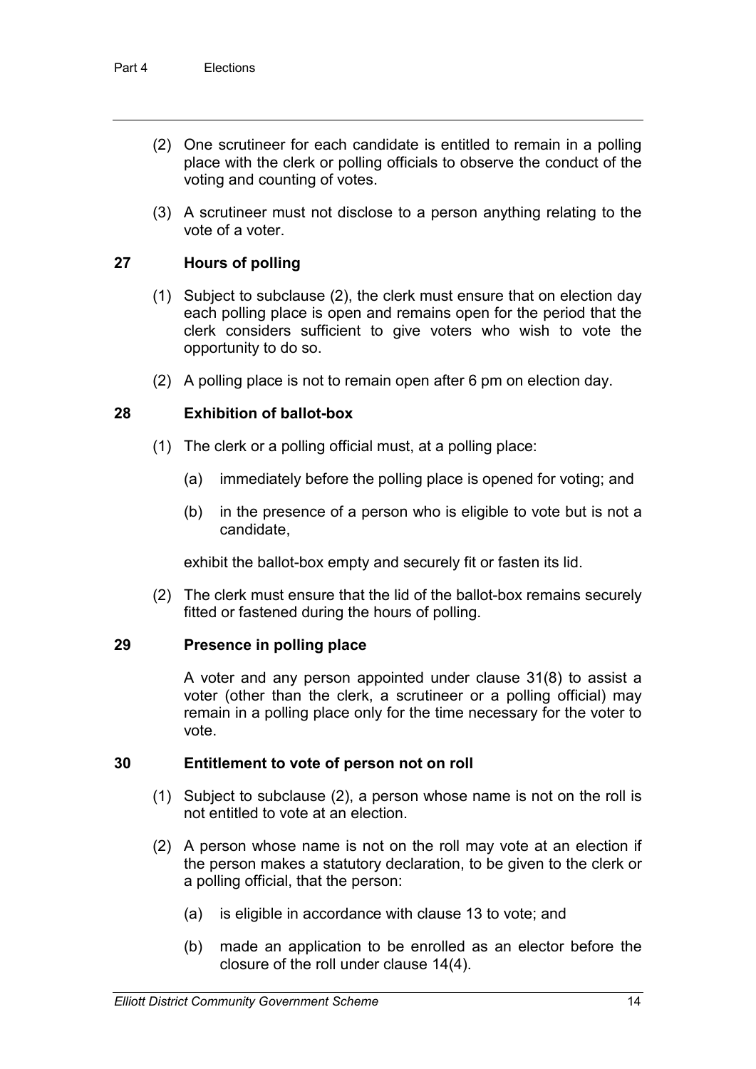(2) One scrutineer for each candidate is entitled to remain in a polling place with the clerk or polling officials to observe the conduct of the voting and counting of votes.

(3) A scrutineer must not disclose to a person anything relating to the vote of a voter.

## 27 Hours of polling

(1) Subject to subclause (2), the clerk must ensure that on election day each polling place is open and remains open for the period that the clerk considers sufficient to give voters who wish to vote the opportunity to do so.

(2) A polling place is not to remain open after 6 pm on election day.

## 28 Exhibition of ballot-box

(1) The clerk or a polling official must, at a polling place:

(a) immediately before the polling place is opened for voting; and

(b) in the presence of a person who is eligible to vote but is not a candidate,

exhibit the ballot-box empty and securely fit or fasten its lid.

(2) The clerk must ensure that the lid of the ballot-box remains securely fitted or fastened during the hours of polling.

## 29 Presence in polling place

A voter and any person appointed under clause 31(8) to assist a voter (other than the clerk, a scrutineer or a polling official) may remain in a polling place only for the time necessary for the voter to vote.

## 30 Entitlement to vote of person not on roll

(1) Subject to subclause (2), a person whose name is not on the roll is not entitled to vote at an election.

(2) A person whose name is not on the roll may vote at an election if the person makes a statutory declaration, to be given to the clerk or a polling official, that the person:

(a) is eligible in accordance with clause 13 to vote; and

(b) made an application to be enrolled as an elector before the closure of the roll under clause 14(4).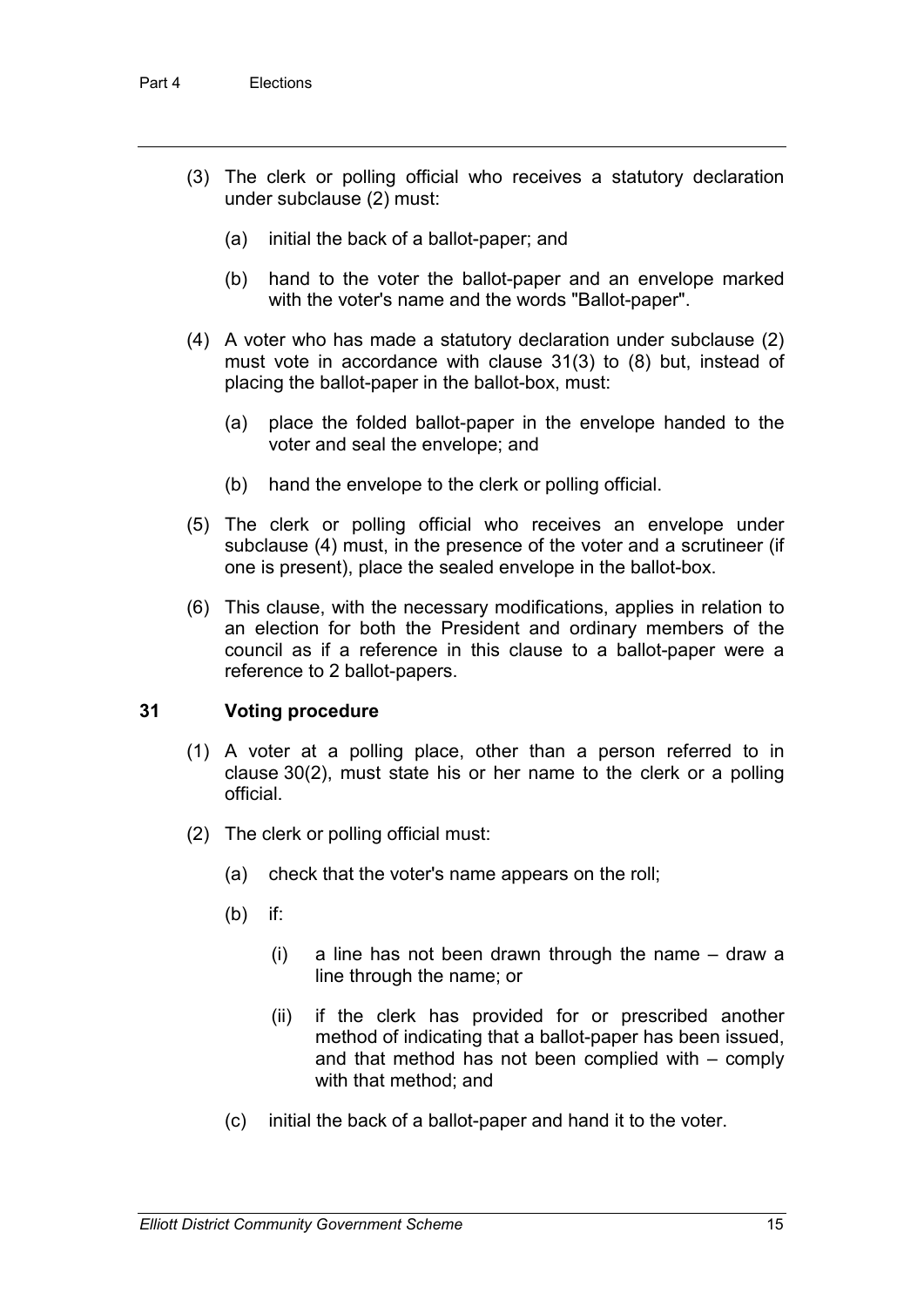(3) The clerk or polling official who receives a statutory declaration under subclause (2) must:

(a) initial the back of a ballot-paper; and

(b) hand to the voter the ballot-paper and an envelope marked with the voter's name and the words "Ballot-paper".

(4) A voter who has made a statutory declaration under subclause (2) must vote in accordance with clause 31(3) to (8) but, instead of placing the ballot-paper in the ballot-box, must:

(a) place the folded ballot-paper in the envelope handed to the voter and seal the envelope; and

(b) hand the envelope to the clerk or polling official.

(5) The clerk or polling official who receives an envelope under subclause (4) must, in the presence of the voter and a scrutineer (if one is present), place the sealed envelope in the ballot-box.

(6) This clause, with the necessary modifications, applies in relation to an election for both the President and ordinary members of the council as if a reference in this clause to a ballot-paper were a reference to 2 ballot-papers.

## 31 Voting procedure

(1) A voter at a polling place, other than a person referred to in clause 30(2), must state his or her name to the clerk or a polling official.

(2) The clerk or polling official must:

(a) check that the voter's name appears on the roll;

(b) if:

(i) a line has not been drawn through the name – draw a line through the name; or

(ii) if the clerk has provided for or prescribed another method of indicating that a ballot-paper has been issued, and that method has not been complied with – comply with that method; and

(c) initial the back of a ballot-paper and hand it to the voter.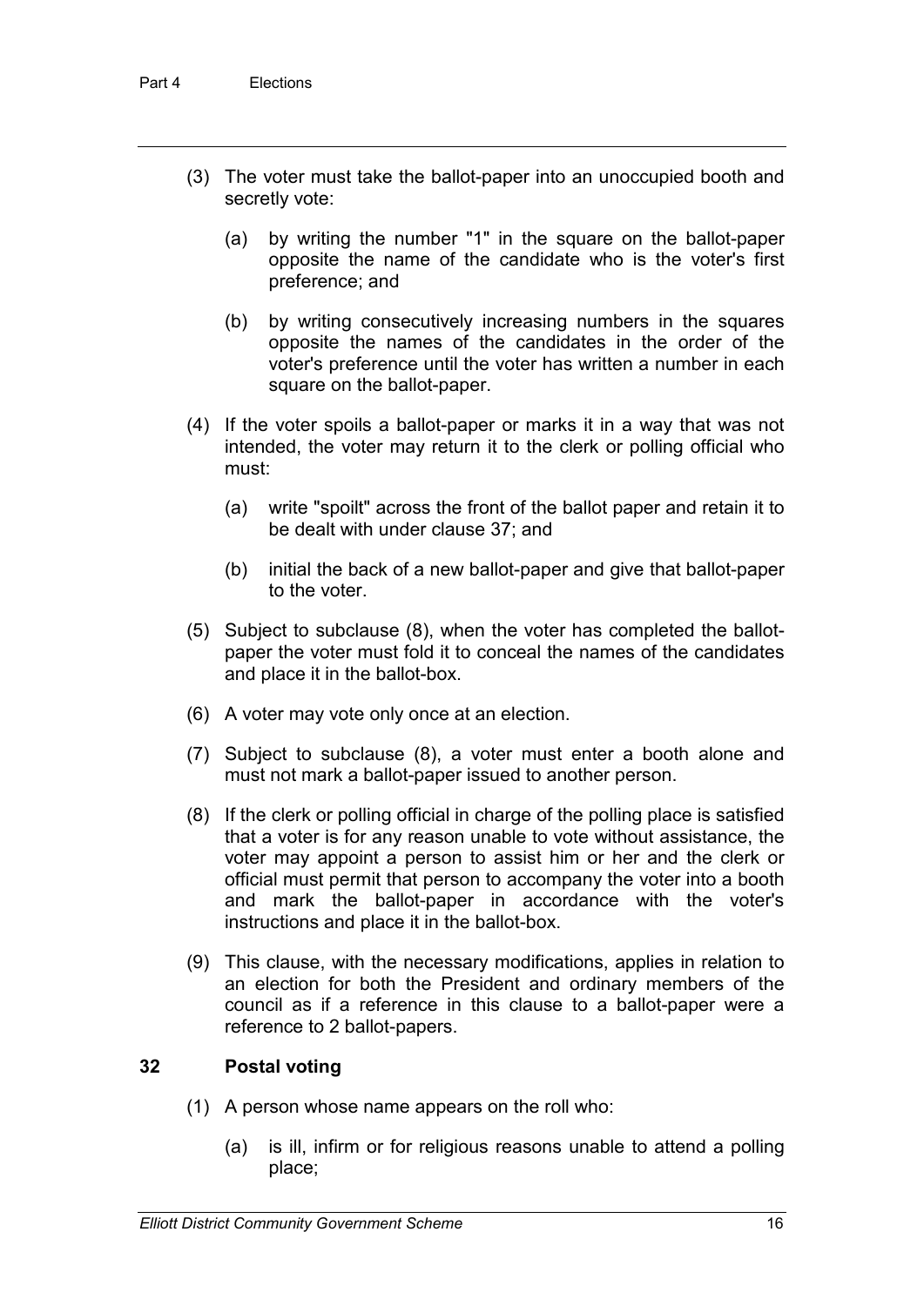(3) The voter must take the ballot-paper into an unoccupied booth and secretly vote:

  (a) by writing the number "1" in the square on the ballot-paper opposite the name of the candidate who is the voter's first preference; and

  (b) by writing consecutively increasing numbers in the squares opposite the names of the candidates in the order of the voter's preference until the voter has written a number in each square on the ballot-paper.

(4) If the voter spoils a ballot-paper or marks it in a way that was not intended, the voter may return it to the clerk or polling official who must:

  (a) write "spoilt" across the front of the ballot paper and retain it to be dealt with under clause 37; and

  (b) initial the back of a new ballot-paper and give that ballot-paper to the voter.

(5) Subject to subclause (8), when the voter has completed the ballot-paper the voter must fold it to conceal the names of the candidates and place it in the ballot-box.

(6) A voter may vote only once at an election.

(7) Subject to subclause (8), a voter must enter a booth alone and must not mark a ballot-paper issued to another person.

(8) If the clerk or polling official in charge of the polling place is satisfied that a voter is for any reason unable to vote without assistance, the voter may appoint a person to assist him or her and the clerk or official must permit that person to accompany the voter into a booth and mark the ballot-paper in accordance with the voter's instructions and place it in the ballot-box.

(9) This clause, with the necessary modifications, applies in relation to an election for both the President and ordinary members of the council as if a reference in this clause to a ballot-paper were a reference to 2 ballot-papers.

### 32 Postal voting

(1) A person whose name appears on the roll who:

  (a) is ill, infirm or for religious reasons unable to attend a polling place;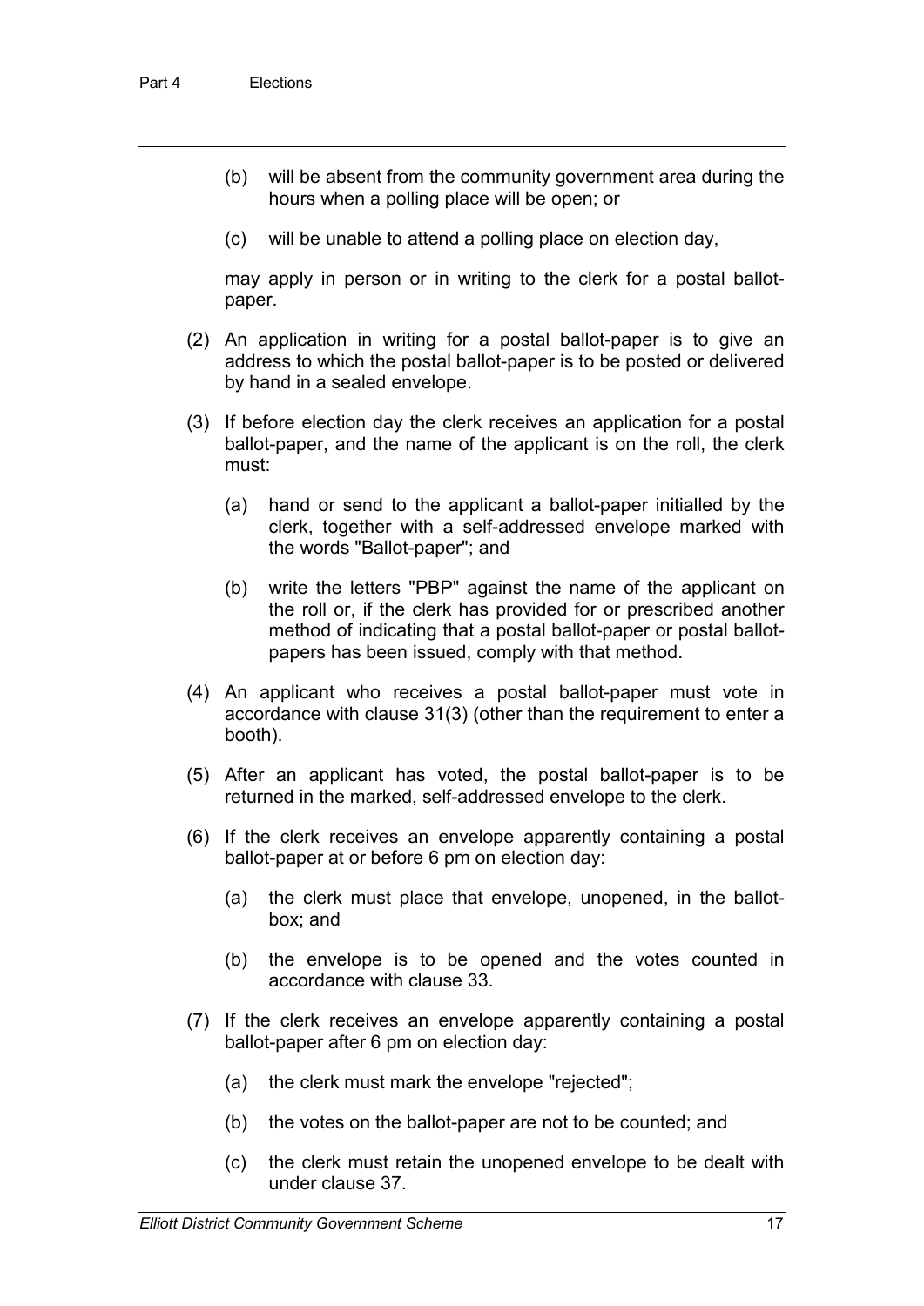(b) will be absent from the community government area during the hours when a polling place will be open; or

(c) will be unable to attend a polling place on election day,

may apply in person or in writing to the clerk for a postal ballot-paper.

(2) An application in writing for a postal ballot-paper is to give an address to which the postal ballot-paper is to be posted or delivered by hand in a sealed envelope.

(3) If before election day the clerk receives an application for a postal ballot-paper, and the name of the applicant is on the roll, the clerk must:

(a) hand or send to the applicant a ballot-paper initialled by the clerk, together with a self-addressed envelope marked with the words "Ballot-paper"; and

(b) write the letters "PBP" against the name of the applicant on the roll or, if the clerk has provided for or prescribed another method of indicating that a postal ballot-paper or postal ballot-papers has been issued, comply with that method.

(4) An applicant who receives a postal ballot-paper must vote in accordance with clause 31(3) (other than the requirement to enter a booth).

(5) After an applicant has voted, the postal ballot-paper is to be returned in the marked, self-addressed envelope to the clerk.

(6) If the clerk receives an envelope apparently containing a postal ballot-paper at or before 6 pm on election day:

(a) the clerk must place that envelope, unopened, in the ballot-box; and

(b) the envelope is to be opened and the votes counted in accordance with clause 33.

(7) If the clerk receives an envelope apparently containing a postal ballot-paper after 6 pm on election day:

(a) the clerk must mark the envelope "rejected";

(b) the votes on the ballot-paper are not to be counted; and

(c) the clerk must retain the unopened envelope to be dealt with under clause 37.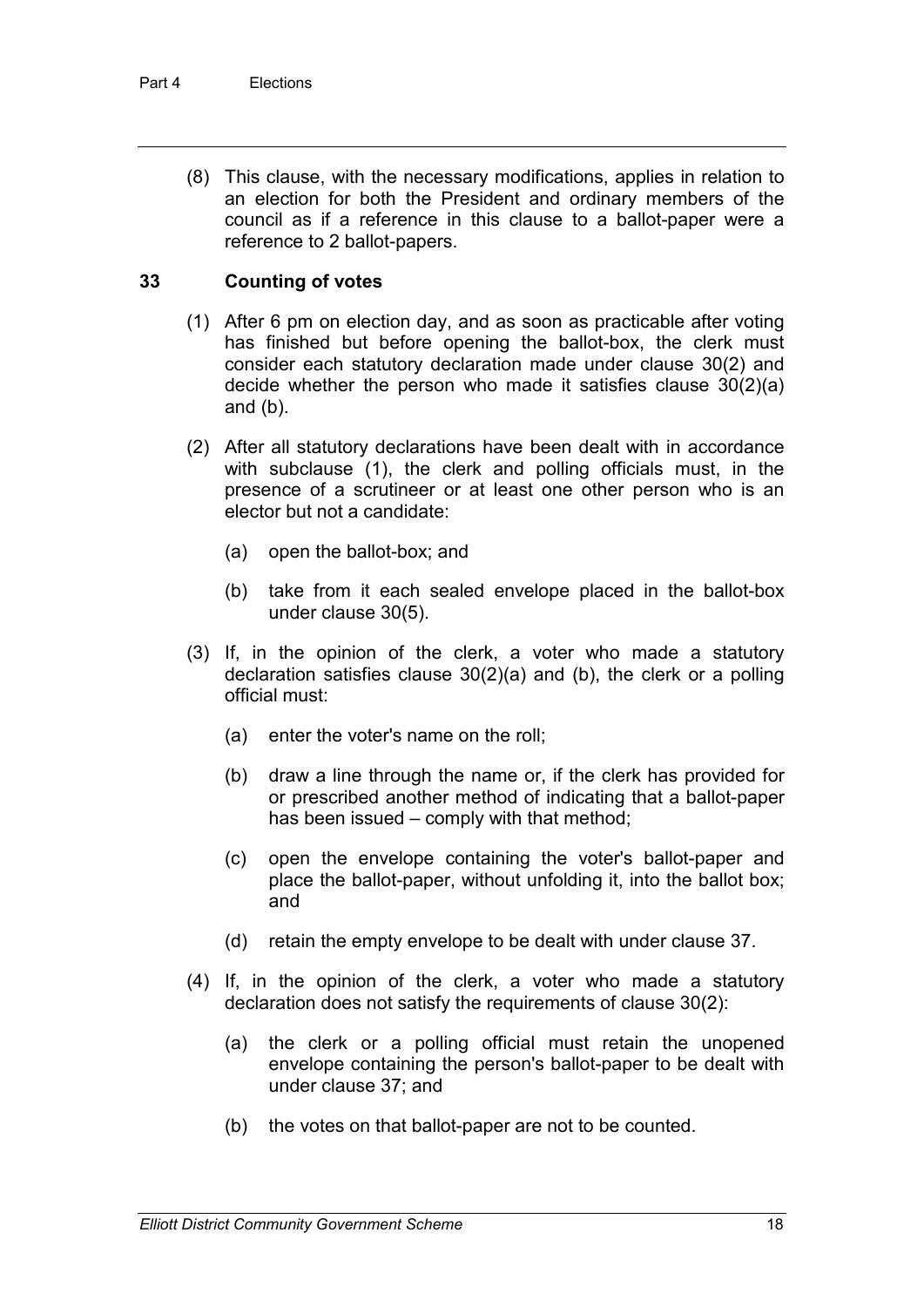(8) This clause, with the necessary modifications, applies in relation to an election for both the President and ordinary members of the council as if a reference in this clause to a ballot-paper were a reference to 2 ballot-papers.

### 33 Counting of votes

(1) After 6 pm on election day, and as soon as practicable after voting has finished but before opening the ballot-box, the clerk must consider each statutory declaration made under clause 30(2) and decide whether the person who made it satisfies clause 30(2)(a) and (b).

(2) After all statutory declarations have been dealt with in accordance with subclause (1), the clerk and polling officials must, in the presence of a scrutineer or at least one other person who is an elector but not a candidate:

- (a) open the ballot-box; and
- (b) take from it each sealed envelope placed in the ballot-box under clause 30(5).

(3) If, in the opinion of the clerk, a voter who made a statutory declaration satisfies clause 30(2)(a) and (b), the clerk or a polling official must:

- (a) enter the voter's name on the roll;
- (b) draw a line through the name or, if the clerk has provided for or prescribed another method of indicating that a ballot-paper has been issued – comply with that method;
- (c) open the envelope containing the voter's ballot-paper and place the ballot-paper, without unfolding it, into the ballot box; and
- (d) retain the empty envelope to be dealt with under clause 37.

(4) If, in the opinion of the clerk, a voter who made a statutory declaration does not satisfy the requirements of clause 30(2):

- (a) the clerk or a polling official must retain the unopened envelope containing the person's ballot-paper to be dealt with under clause 37; and
- (b) the votes on that ballot-paper are not to be counted.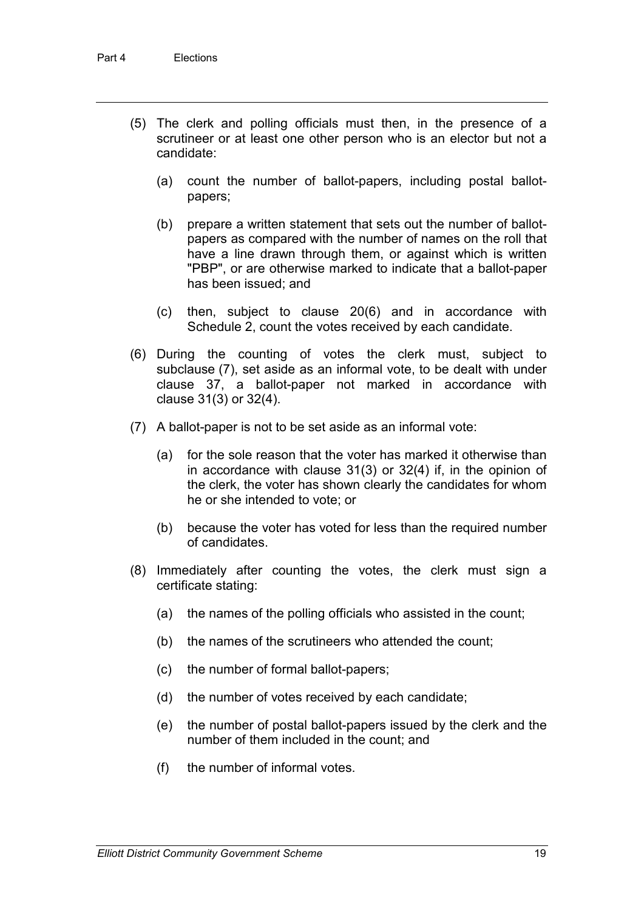(5) The clerk and polling officials must then, in the presence of a scrutineer or at least one other person who is an elector but not a candidate:

  (a) count the number of ballot-papers, including postal ballot-papers;

  (b) prepare a written statement that sets out the number of ballot-papers as compared with the number of names on the roll that have a line drawn through them, or against which is written "PBP", or are otherwise marked to indicate that a ballot-paper has been issued; and

  (c) then, subject to clause 20(6) and in accordance with Schedule 2, count the votes received by each candidate.

(6) During the counting of votes the clerk must, subject to subclause (7), set aside as an informal vote, to be dealt with under clause 37, a ballot-paper not marked in accordance with clause 31(3) or 32(4).

(7) A ballot-paper is not to be set aside as an informal vote:

  (a) for the sole reason that the voter has marked it otherwise than in accordance with clause 31(3) or 32(4) if, in the opinion of the clerk, the voter has shown clearly the candidates for whom he or she intended to vote; or

  (b) because the voter has voted for less than the required number of candidates.

(8) Immediately after counting the votes, the clerk must sign a certificate stating:

  (a) the names of the polling officials who assisted in the count;

  (b) the names of the scrutineers who attended the count;

  (c) the number of formal ballot-papers;

  (d) the number of votes received by each candidate;

  (e) the number of postal ballot-papers issued by the clerk and the number of them included in the count; and

  (f) the number of informal votes.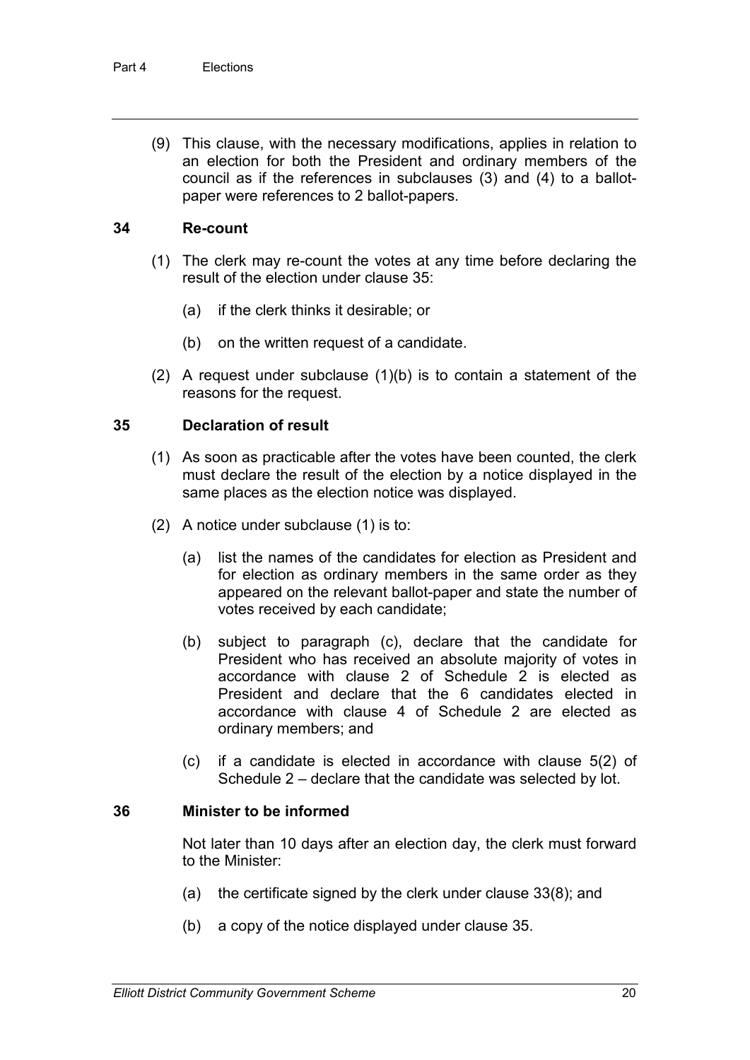(9) This clause, with the necessary modifications, applies in relation to an election for both the President and ordinary members of the council as if the references in subclauses (3) and (4) to a ballot-paper were references to 2 ballot-papers.

### 34 Re-count

(1) The clerk may re-count the votes at any time before declaring the result of the election under clause 35:

(a) if the clerk thinks it desirable; or

(b) on the written request of a candidate.

(2) A request under subclause (1)(b) is to contain a statement of the reasons for the request.

### 35 Declaration of result

(1) As soon as practicable after the votes have been counted, the clerk must declare the result of the election by a notice displayed in the same places as the election notice was displayed.

(2) A notice under subclause (1) is to:

(a) list the names of the candidates for election as President and for election as ordinary members in the same order as they appeared on the relevant ballot-paper and state the number of votes received by each candidate;

(b) subject to paragraph (c), declare that the candidate for President who has received an absolute majority of votes in accordance with clause 2 of Schedule 2 is elected as President and declare that the 6 candidates elected in accordance with clause 4 of Schedule 2 are elected as ordinary members; and

(c) if a candidate is elected in accordance with clause 5(2) of Schedule 2 – declare that the candidate was selected by lot.

### 36 Minister to be informed

Not later than 10 days after an election day, the clerk must forward to the Minister:

(a) the certificate signed by the clerk under clause 33(8); and

(b) a copy of the notice displayed under clause 35.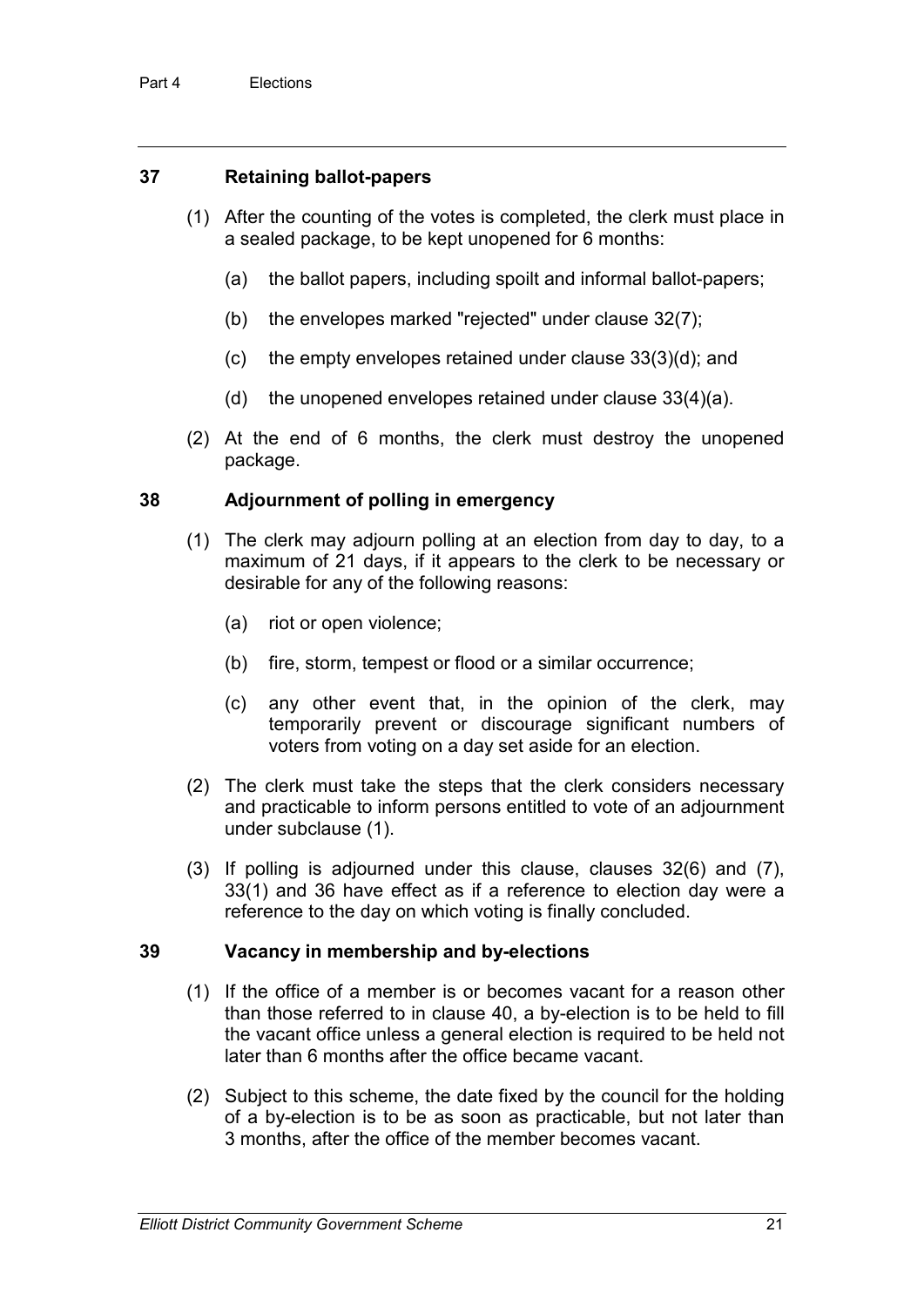## 37 Retaining ballot-papers

(1) After the counting of the votes is completed, the clerk must place in a sealed package, to be kept unopened for 6 months:

(a) the ballot papers, including spoilt and informal ballot-papers;

(b) the envelopes marked "rejected" under clause 32(7);

(c) the empty envelopes retained under clause 33(3)(d); and

(d) the unopened envelopes retained under clause 33(4)(a).

(2) At the end of 6 months, the clerk must destroy the unopened package.

## 38 Adjournment of polling in emergency

(1) The clerk may adjourn polling at an election from day to day, to a maximum of 21 days, if it appears to the clerk to be necessary or desirable for any of the following reasons:

(a) riot or open violence;

(b) fire, storm, tempest or flood or a similar occurrence;

(c) any other event that, in the opinion of the clerk, may temporarily prevent or discourage significant numbers of voters from voting on a day set aside for an election.

(2) The clerk must take the steps that the clerk considers necessary and practicable to inform persons entitled to vote of an adjournment under subclause (1).

(3) If polling is adjourned under this clause, clauses 32(6) and (7), 33(1) and 36 have effect as if a reference to election day were a reference to the day on which voting is finally concluded.

## 39 Vacancy in membership and by-elections

(1) If the office of a member is or becomes vacant for a reason other than those referred to in clause 40, a by-election is to be held to fill the vacant office unless a general election is required to be held not later than 6 months after the office became vacant.

(2) Subject to this scheme, the date fixed by the council for the holding of a by-election is to be as soon as practicable, but not later than 3 months, after the office of the member becomes vacant.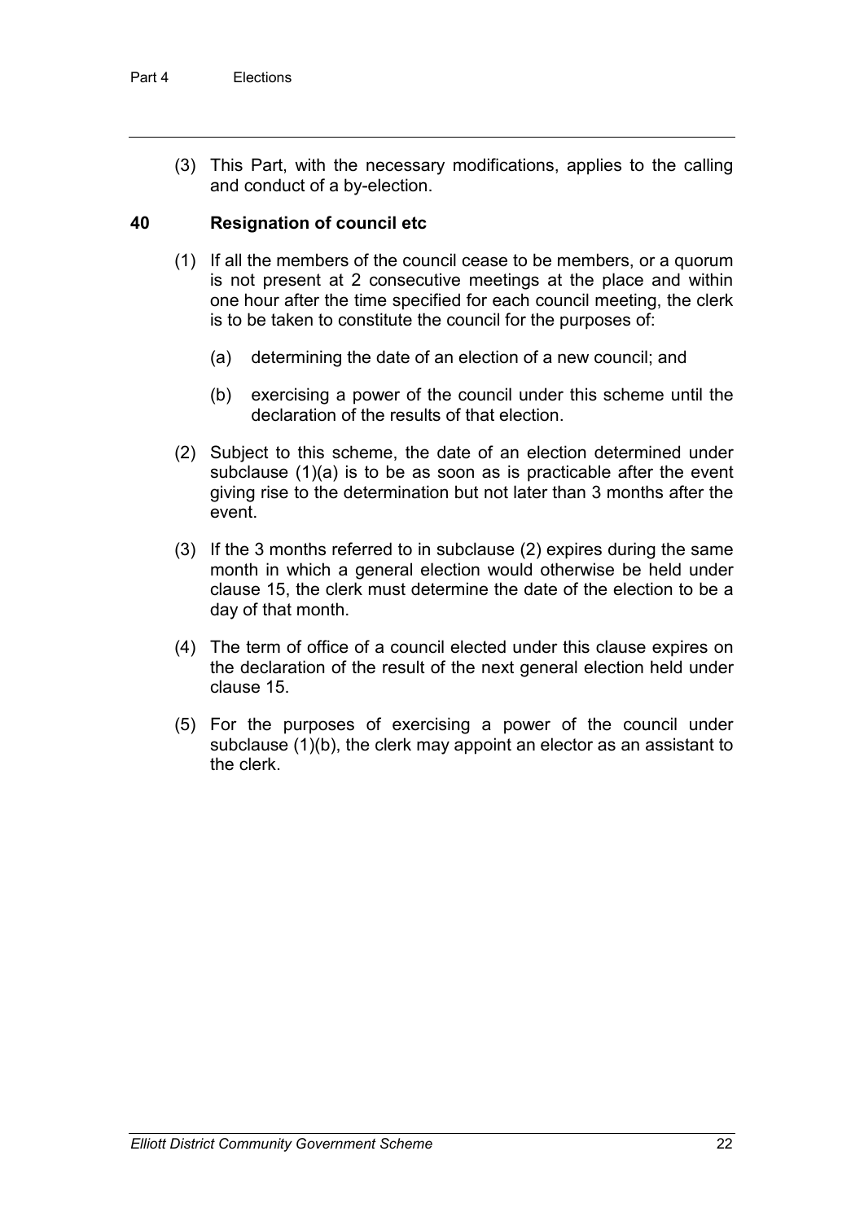(3) This Part, with the necessary modifications, applies to the calling and conduct of a by-election.

## 40 Resignation of council etc

(1) If all the members of the council cease to be members, or a quorum is not present at 2 consecutive meetings at the place and within one hour after the time specified for each council meeting, the clerk is to be taken to constitute the council for the purposes of:

(a) determining the date of an election of a new council; and

(b) exercising a power of the council under this scheme until the declaration of the results of that election.

(2) Subject to this scheme, the date of an election determined under subclause (1)(a) is to be as soon as is practicable after the event giving rise to the determination but not later than 3 months after the event.

(3) If the 3 months referred to in subclause (2) expires during the same month in which a general election would otherwise be held under clause 15, the clerk must determine the date of the election to be a day of that month.

(4) The term of office of a council elected under this clause expires on the declaration of the result of the next general election held under clause 15.

(5) For the purposes of exercising a power of the council under subclause (1)(b), the clerk may appoint an elector as an assistant to the clerk.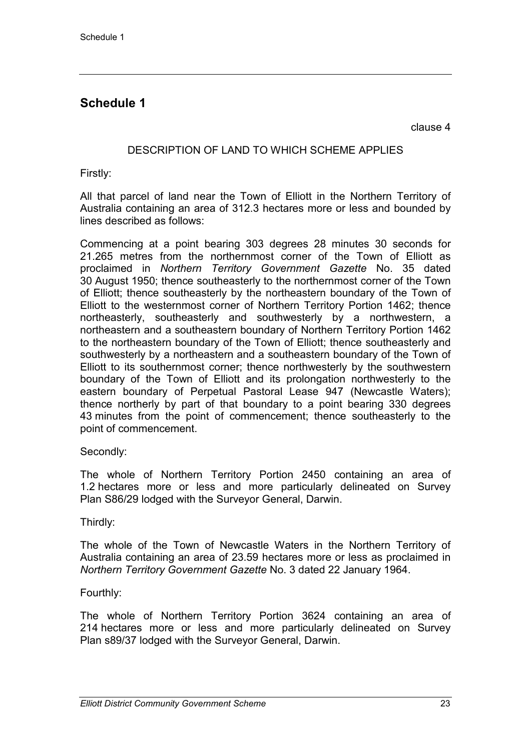## Schedule 1

clause 4

DESCRIPTION OF LAND TO WHICH SCHEME APPLIES

Firstly:

All that parcel of land near the Town of Elliott in the Northern Territory of Australia containing an area of 312.3 hectares more or less and bounded by lines described as follows:

Commencing at a point bearing 303 degrees 28 minutes 30 seconds for 21.265 metres from the northernmost corner of the Town of Elliott as proclaimed in *Northern Territory Government Gazette* No. 35 dated 30 August 1950; thence southeasterly to the northernmost corner of the Town of Elliott; thence southeasterly by the northeastern boundary of the Town of Elliott to the westernmost corner of Northern Territory Portion 1462; thence northeasterly, southeasterly and southwesterly by a northwestern, a northeastern and a southeastern boundary of Northern Territory Portion 1462 to the northeastern boundary of the Town of Elliott; thence southeasterly and southwesterly by a northeastern and a southeastern boundary of the Town of Elliott to its southernmost corner; thence northwesterly by the southwestern boundary of the Town of Elliott and its prolongation northwesterly to the eastern boundary of Perpetual Pastoral Lease 947 (Newcastle Waters); thence northerly by part of that boundary to a point bearing 330 degrees 43 minutes from the point of commencement; thence southeasterly to the point of commencement.

Secondly:

The whole of Northern Territory Portion 2450 containing an area of 1.2 hectares more or less and more particularly delineated on Survey Plan S86/29 lodged with the Surveyor General, Darwin.

Thirdly:

The whole of the Town of Newcastle Waters in the Northern Territory of Australia containing an area of 23.59 hectares more or less as proclaimed in *Northern Territory Government Gazette* No. 3 dated 22 January 1964.

Fourthly:

The whole of Northern Territory Portion 3624 containing an area of 214 hectares more or less and more particularly delineated on Survey Plan s89/37 lodged with the Surveyor General, Darwin.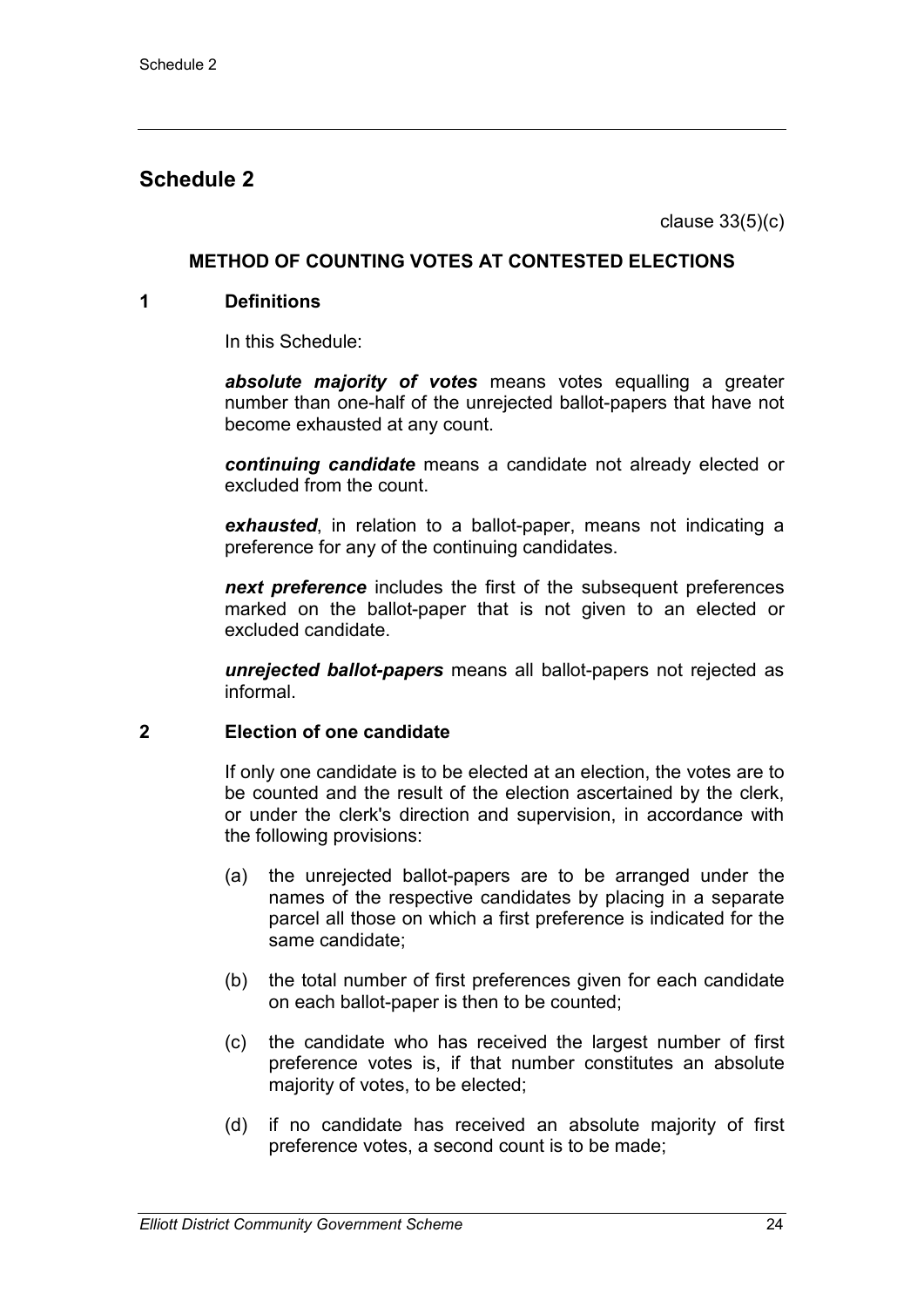## Schedule 2

clause 33(5)(c)

### METHOD OF COUNTING VOTES AT CONTESTED ELECTIONS

**1 Definitions**

In this Schedule:

***absolute majority of votes*** means votes equalling a greater number than one-half of the unrejected ballot-papers that have not become exhausted at any count.

***continuing candidate*** means a candidate not already elected or excluded from the count.

***exhausted***, in relation to a ballot-paper, means not indicating a preference for any of the continuing candidates.

***next preference*** includes the first of the subsequent preferences marked on the ballot-paper that is not given to an elected or excluded candidate.

***unrejected ballot-papers*** means all ballot-papers not rejected as informal.

**2 Election of one candidate**

If only one candidate is to be elected at an election, the votes are to be counted and the result of the election ascertained by the clerk, or under the clerk's direction and supervision, in accordance with the following provisions:

(a) the unrejected ballot-papers are to be arranged under the names of the respective candidates by placing in a separate parcel all those on which a first preference is indicated for the same candidate;

(b) the total number of first preferences given for each candidate on each ballot-paper is then to be counted;

(c) the candidate who has received the largest number of first preference votes is, if that number constitutes an absolute majority of votes, to be elected;

(d) if no candidate has received an absolute majority of first preference votes, a second count is to be made;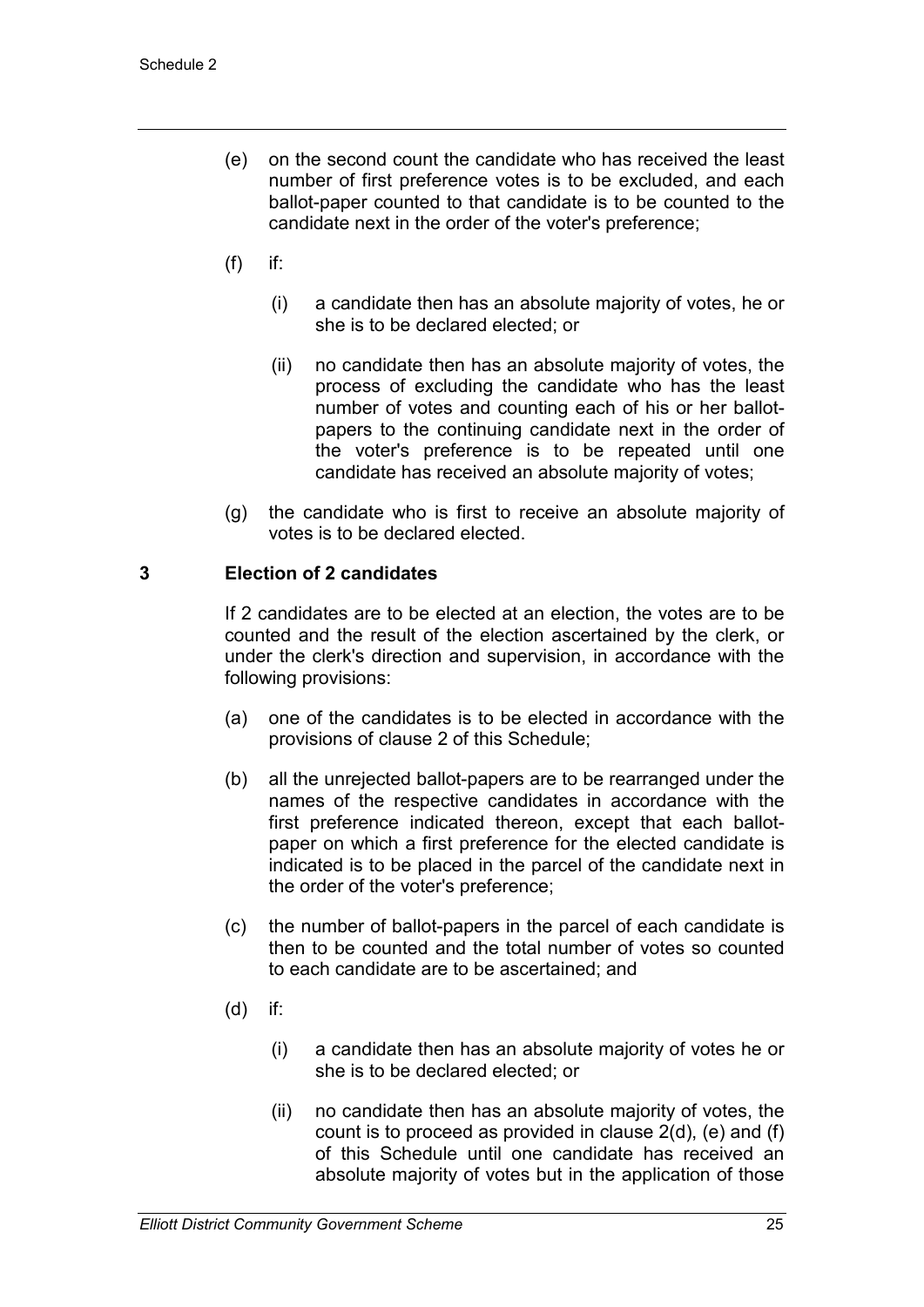(e) on the second count the candidate who has received the least number of first preference votes is to be excluded, and each ballot-paper counted to that candidate is to be counted to the candidate next in the order of the voter's preference;

(f) if:

  (i) a candidate then has an absolute majority of votes, he or she is to be declared elected; or

  (ii) no candidate then has an absolute majority of votes, the process of excluding the candidate who has the least number of votes and counting each of his or her ballot-papers to the continuing candidate next in the order of the voter's preference is to be repeated until one candidate has received an absolute majority of votes;

(g) the candidate who is first to receive an absolute majority of votes is to be declared elected.

## 3 Election of 2 candidates

If 2 candidates are to be elected at an election, the votes are to be counted and the result of the election ascertained by the clerk, or under the clerk's direction and supervision, in accordance with the following provisions:

(a) one of the candidates is to be elected in accordance with the provisions of clause 2 of this Schedule;

(b) all the unrejected ballot-papers are to be rearranged under the names of the respective candidates in accordance with the first preference indicated thereon, except that each ballot-paper on which a first preference for the elected candidate is indicated is to be placed in the parcel of the candidate next in the order of the voter's preference;

(c) the number of ballot-papers in the parcel of each candidate is then to be counted and the total number of votes so counted to each candidate are to be ascertained; and

(d) if:

  (i) a candidate then has an absolute majority of votes he or she is to be declared elected; or

  (ii) no candidate then has an absolute majority of votes, the count is to proceed as provided in clause 2(d), (e) and (f) of this Schedule until one candidate has received an absolute majority of votes but in the application of those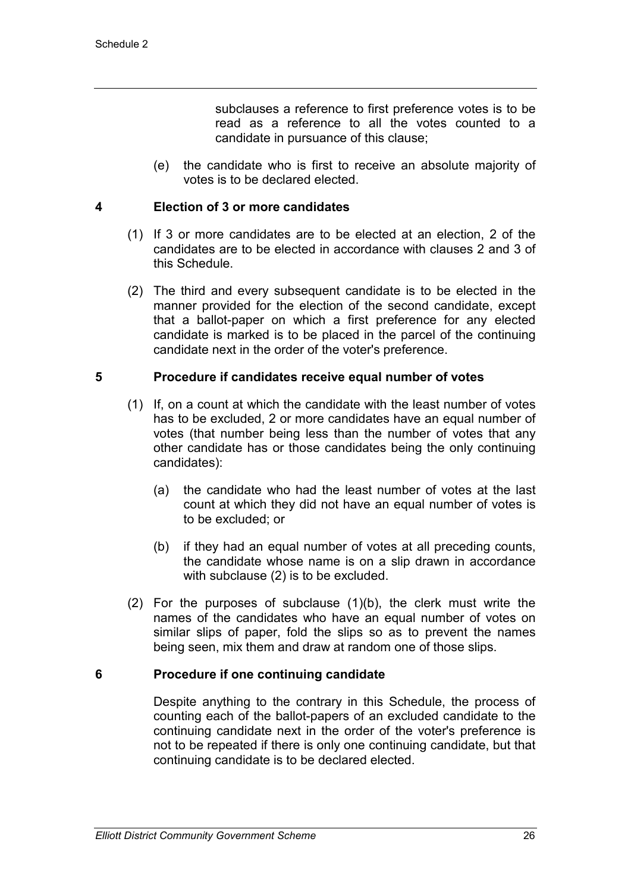subclauses a reference to first preference votes is to be read as a reference to all the votes counted to a candidate in pursuance of this clause;

(e) the candidate who is first to receive an absolute majority of votes is to be declared elected.

## 4 Election of 3 or more candidates

(1) If 3 or more candidates are to be elected at an election, 2 of the candidates are to be elected in accordance with clauses 2 and 3 of this Schedule.

(2) The third and every subsequent candidate is to be elected in the manner provided for the election of the second candidate, except that a ballot-paper on which a first preference for any elected candidate is marked is to be placed in the parcel of the continuing candidate next in the order of the voter's preference.

## 5 Procedure if candidates receive equal number of votes

(1) If, on a count at which the candidate with the least number of votes has to be excluded, 2 or more candidates have an equal number of votes (that number being less than the number of votes that any other candidate has or those candidates being the only continuing candidates):

(a) the candidate who had the least number of votes at the last count at which they did not have an equal number of votes is to be excluded; or

(b) if they had an equal number of votes at all preceding counts, the candidate whose name is on a slip drawn in accordance with subclause (2) is to be excluded.

(2) For the purposes of subclause (1)(b), the clerk must write the names of the candidates who have an equal number of votes on similar slips of paper, fold the slips so as to prevent the names being seen, mix them and draw at random one of those slips.

## 6 Procedure if one continuing candidate

Despite anything to the contrary in this Schedule, the process of counting each of the ballot-papers of an excluded candidate to the continuing candidate next in the order of the voter's preference is not to be repeated if there is only one continuing candidate, but that continuing candidate is to be declared elected.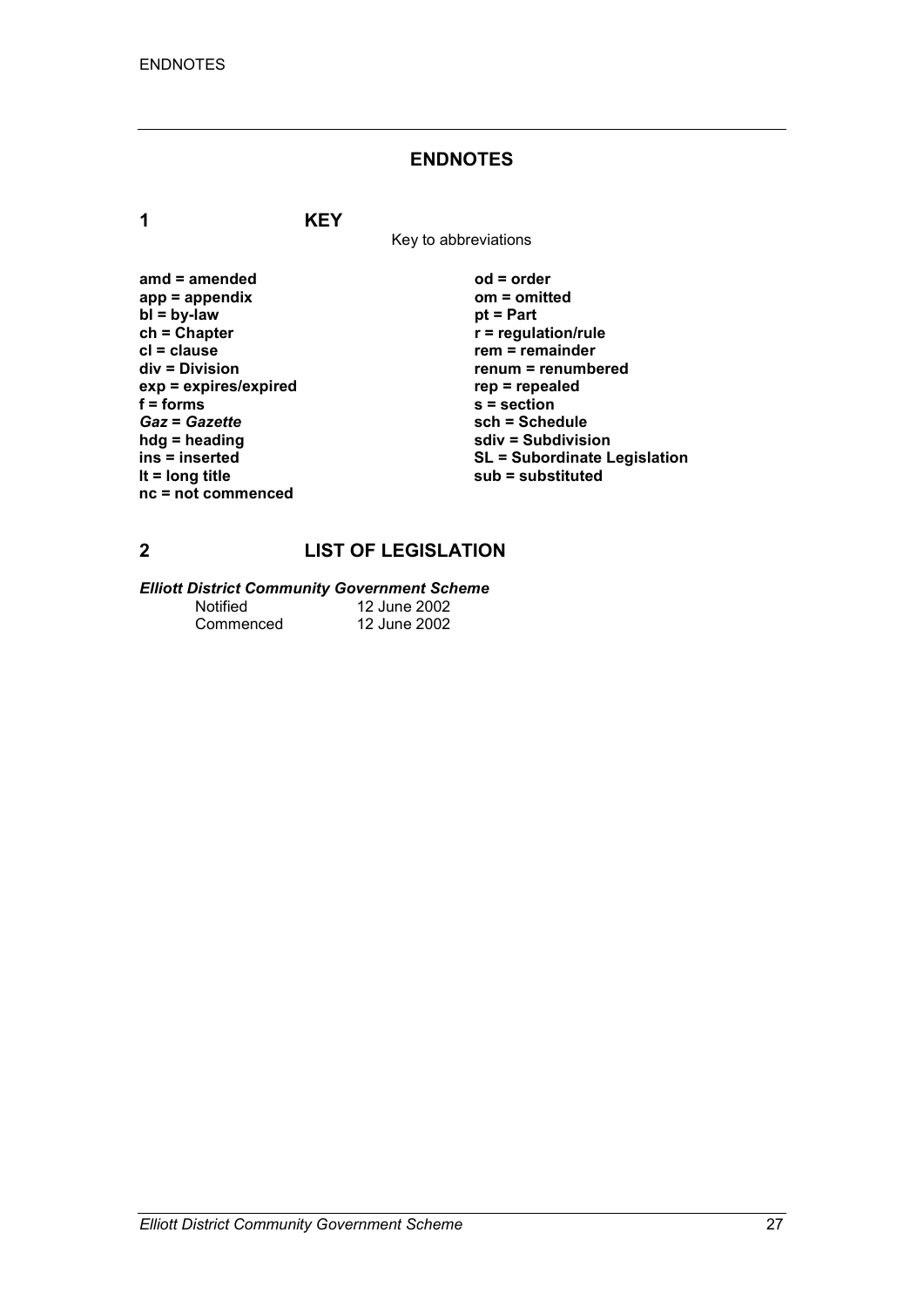# ENDNOTES

## 1 KEY

Key to abbreviations

**amd = amended**
**app = appendix**
**bl = by-law**
**ch = Chapter**
**cl = clause**
**div = Division**
**exp = expires/expired**
**f = forms**
***Gaz* = *Gazette***
**hdg = heading**
**ins = inserted**
**lt = long title**
**nc = not commenced**
**od = order**
**om = omitted**
**pt = Part**
**r = regulation/rule**
**rem = remainder**
**renum = renumbered**
**rep = repealed**
**s = section**
**sch = Schedule**
**sdiv = Subdivision**
**SL = Subordinate Legislation**
**sub = substituted**

## 2 LIST OF LEGISLATION

***Elliott District Community Government Scheme***

| | |
|---|---|
| Notified | 12 June 2002 |
| Commenced | 12 June 2002 |